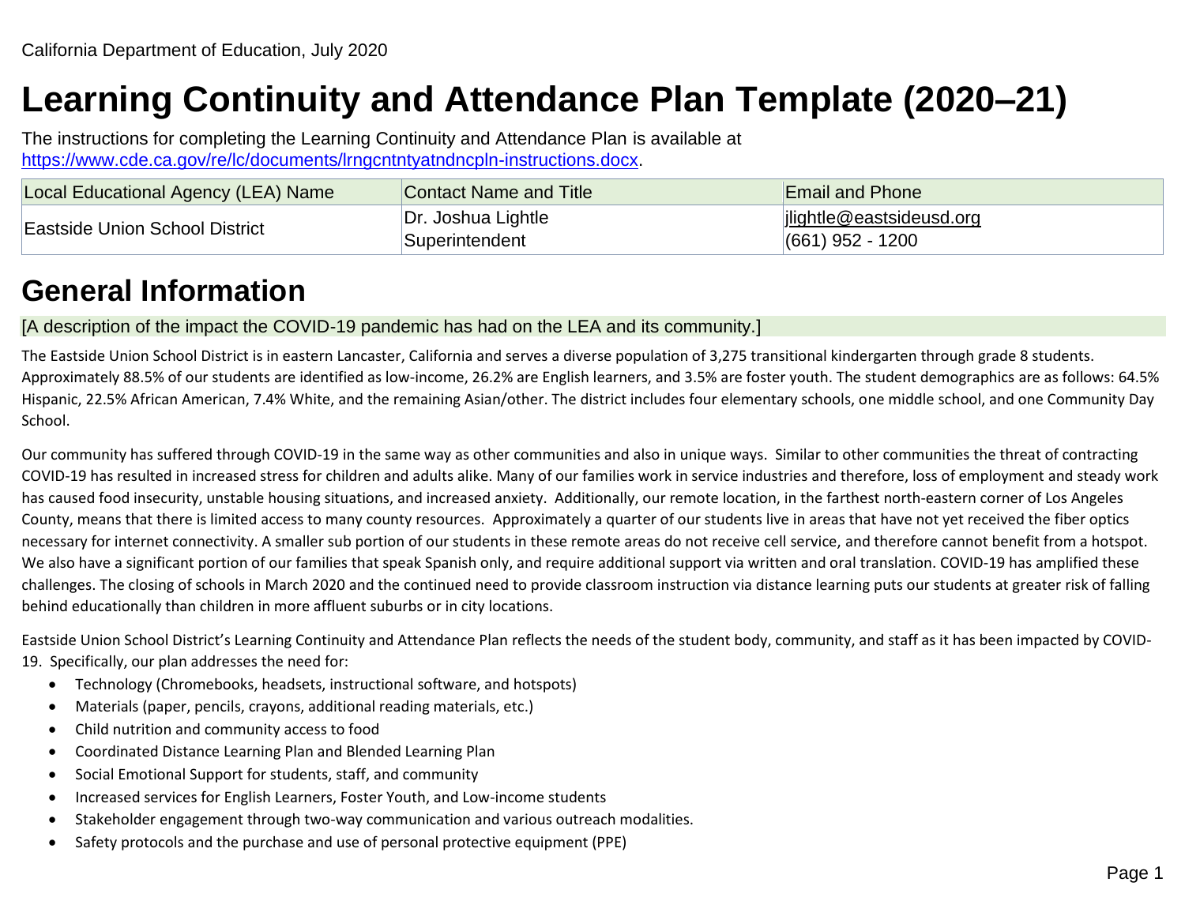California Department of Education, July 2020

# Learning Continuity and Attendance Plan Template (2020–21)

The instructions for completing the Learning Continuity and Attendance Plan is available at https://www.cde.ca.gov/re/lc/documents/lrngcntntyatndncpln-instructions.docx.

| Local Educational Agency (LEA) Name | Contact Name and Title | Email and Phone |
|---|---|---|
| Eastside Union School District | Dr. Joshua Lightle<br>Superintendent | jlightle@eastsideusd.org<br>(661) 952 - 1200 |

## General Information

[A description of the impact the COVID-19 pandemic has had on the LEA and its community.]

The Eastside Union School District is in eastern Lancaster, California and serves a diverse population of 3,275 transitional kindergarten through grade 8 students. Approximately 88.5% of our students are identified as low-income, 26.2% are English learners, and 3.5% are foster youth. The student demographics are as follows: 64.5% Hispanic, 22.5% African American, 7.4% White, and the remaining Asian/other. The district includes four elementary schools, one middle school, and one Community Day School.

Our community has suffered through COVID-19 in the same way as other communities and also in unique ways. Similar to other communities the threat of contracting COVID-19 has resulted in increased stress for children and adults alike. Many of our families work in service industries and therefore, loss of employment and steady work has caused food insecurity, unstable housing situations, and increased anxiety. Additionally, our remote location, in the farthest north-eastern corner of Los Angeles County, means that there is limited access to many county resources. Approximately a quarter of our students live in areas that have not yet received the fiber optics necessary for internet connectivity. A smaller sub portion of our students in these remote areas do not receive cell service, and therefore cannot benefit from a hotspot. We also have a significant portion of our families that speak Spanish only, and require additional support via written and oral translation. COVID-19 has amplified these challenges. The closing of schools in March 2020 and the continued need to provide classroom instruction via distance learning puts our students at greater risk of falling behind educationally than children in more affluent suburbs or in city locations.

Eastside Union School District's Learning Continuity and Attendance Plan reflects the needs of the student body, community, and staff as it has been impacted by COVID-19. Specifically, our plan addresses the need for:

- Technology (Chromebooks, headsets, instructional software, and hotspots)
- Materials (paper, pencils, crayons, additional reading materials, etc.)
- Child nutrition and community access to food
- Coordinated Distance Learning Plan and Blended Learning Plan
- Social Emotional Support for students, staff, and community
- Increased services for English Learners, Foster Youth, and Low-income students
- Stakeholder engagement through two-way communication and various outreach modalities.
- Safety protocols and the purchase and use of personal protective equipment (PPE)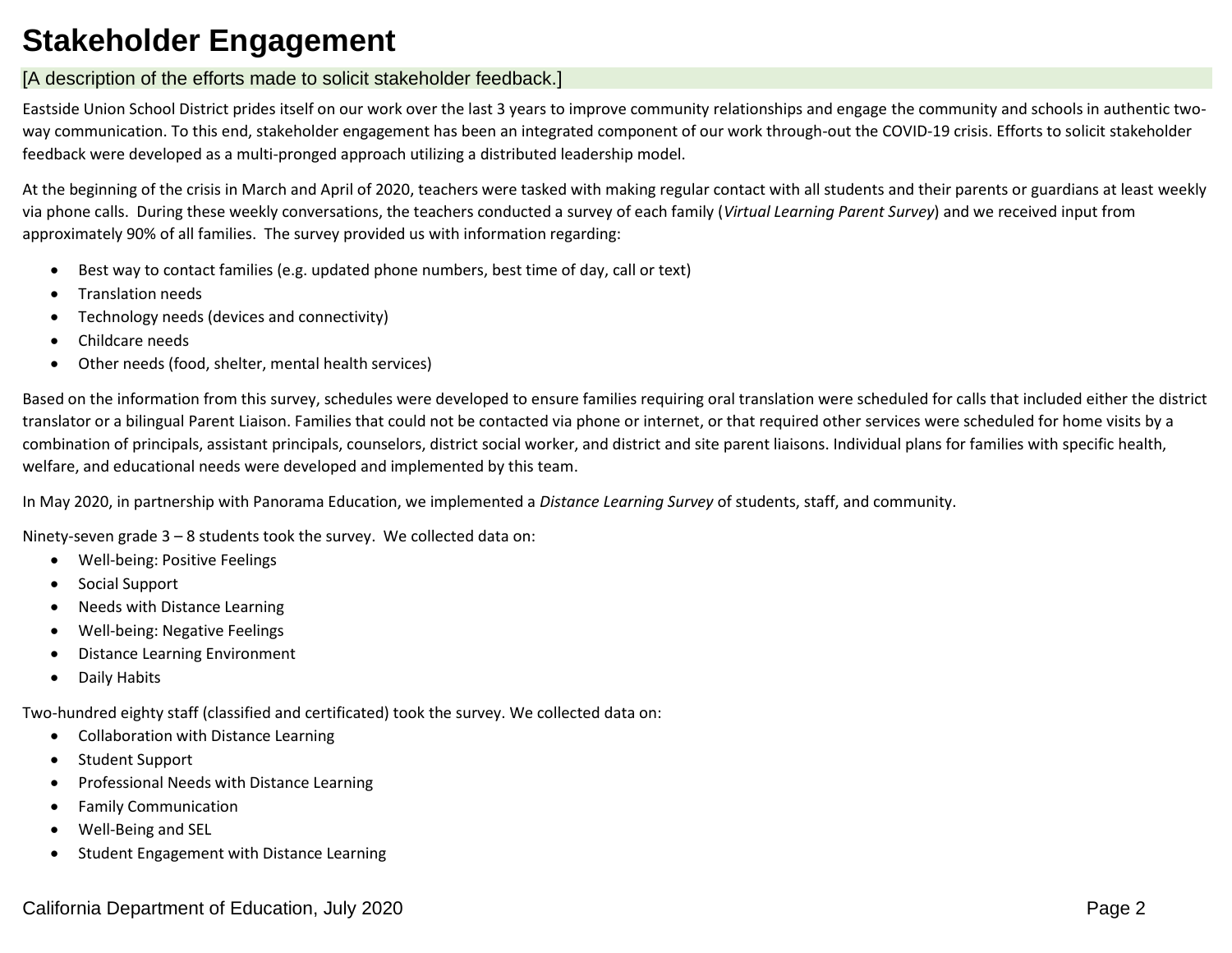# Stakeholder Engagement

[A description of the efforts made to solicit stakeholder feedback.]

Eastside Union School District prides itself on our work over the last 3 years to improve community relationships and engage the community and schools in authentic two-way communication. To this end, stakeholder engagement has been an integrated component of our work through-out the COVID-19 crisis. Efforts to solicit stakeholder feedback were developed as a multi-pronged approach utilizing a distributed leadership model.

At the beginning of the crisis in March and April of 2020, teachers were tasked with making regular contact with all students and their parents or guardians at least weekly via phone calls. During these weekly conversations, the teachers conducted a survey of each family (*Virtual Learning Parent Survey*) and we received input from approximately 90% of all families. The survey provided us with information regarding:

- Best way to contact families (e.g. updated phone numbers, best time of day, call or text)
- Translation needs
- Technology needs (devices and connectivity)
- Childcare needs
- Other needs (food, shelter, mental health services)

Based on the information from this survey, schedules were developed to ensure families requiring oral translation were scheduled for calls that included either the district translator or a bilingual Parent Liaison. Families that could not be contacted via phone or internet, or that required other services were scheduled for home visits by a combination of principals, assistant principals, counselors, district social worker, and district and site parent liaisons. Individual plans for families with specific health, welfare, and educational needs were developed and implemented by this team.

In May 2020, in partnership with Panorama Education, we implemented a *Distance Learning Survey* of students, staff, and community.

Ninety-seven grade 3 – 8 students took the survey. We collected data on:

- Well-being: Positive Feelings
- Social Support
- Needs with Distance Learning
- Well-being: Negative Feelings
- Distance Learning Environment
- Daily Habits

Two-hundred eighty staff (classified and certificated) took the survey. We collected data on:

- Collaboration with Distance Learning
- Student Support
- Professional Needs with Distance Learning
- Family Communication
- Well-Being and SEL
- Student Engagement with Distance Learning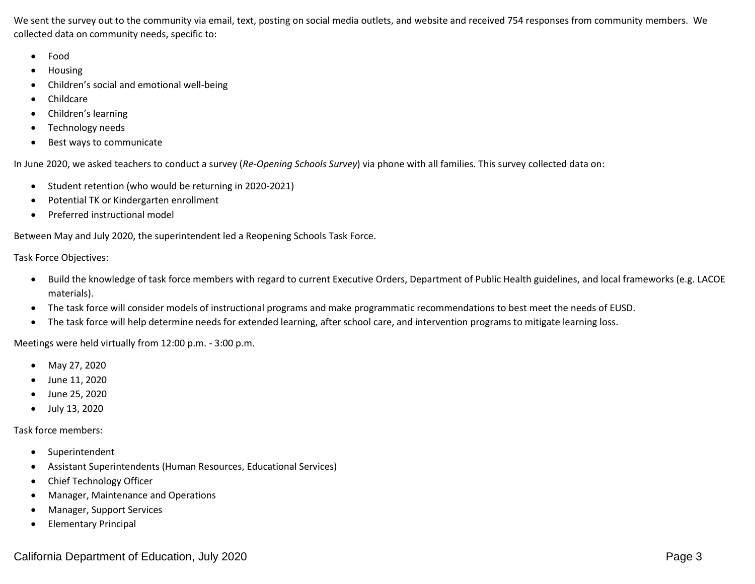We sent the survey out to the community via email, text, posting on social media outlets, and website and received 754 responses from community members. We collected data on community needs, specific to:

- Food
- Housing
- Children's social and emotional well-being
- Childcare
- Children's learning
- Technology needs
- Best ways to communicate

In June 2020, we asked teachers to conduct a survey (*Re-Opening Schools Survey*) via phone with all families. This survey collected data on:

- Student retention (who would be returning in 2020-2021)
- Potential TK or Kindergarten enrollment
- Preferred instructional model

Between May and July 2020, the superintendent led a Reopening Schools Task Force.

Task Force Objectives:

- Build the knowledge of task force members with regard to current Executive Orders, Department of Public Health guidelines, and local frameworks (e.g. LACOE materials).
- The task force will consider models of instructional programs and make programmatic recommendations to best meet the needs of EUSD.
- The task force will help determine needs for extended learning, after school care, and intervention programs to mitigate learning loss.

Meetings were held virtually from 12:00 p.m. - 3:00 p.m.

- May 27, 2020
- June 11, 2020
- June 25, 2020
- July 13, 2020

Task force members:

- Superintendent
- Assistant Superintendents (Human Resources, Educational Services)
- Chief Technology Officer
- Manager, Maintenance and Operations
- Manager, Support Services
- Elementary Principal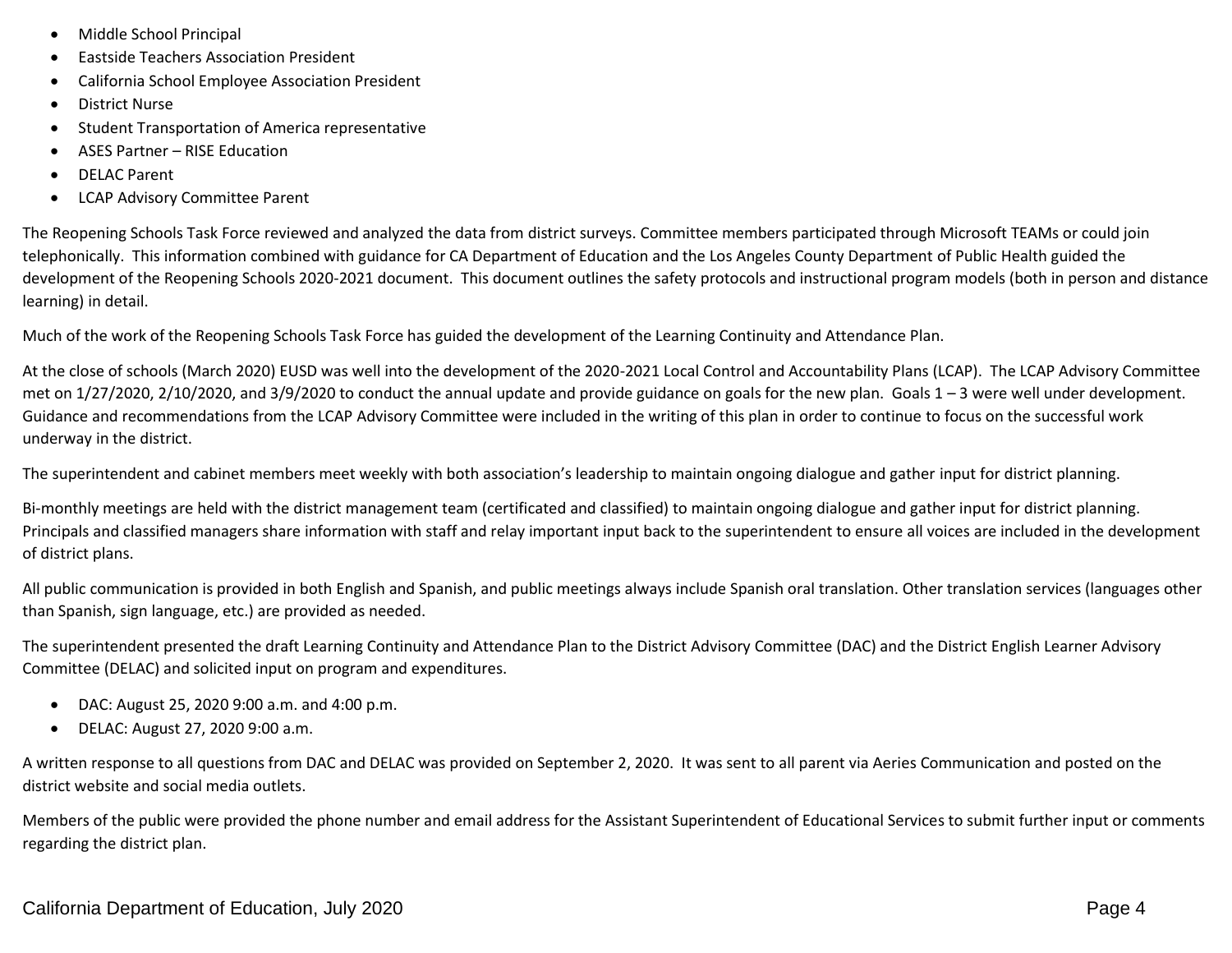- Middle School Principal
- Eastside Teachers Association President
- California School Employee Association President
- District Nurse
- Student Transportation of America representative
- ASES Partner – RISE Education
- DELAC Parent
- LCAP Advisory Committee Parent

The Reopening Schools Task Force reviewed and analyzed the data from district surveys. Committee members participated through Microsoft TEAMs or could join telephonically. This information combined with guidance for CA Department of Education and the Los Angeles County Department of Public Health guided the development of the Reopening Schools 2020-2021 document. This document outlines the safety protocols and instructional program models (both in person and distance learning) in detail.

Much of the work of the Reopening Schools Task Force has guided the development of the Learning Continuity and Attendance Plan.

At the close of schools (March 2020) EUSD was well into the development of the 2020-2021 Local Control and Accountability Plans (LCAP). The LCAP Advisory Committee met on 1/27/2020, 2/10/2020, and 3/9/2020 to conduct the annual update and provide guidance on goals for the new plan. Goals 1 – 3 were well under development. Guidance and recommendations from the LCAP Advisory Committee were included in the writing of this plan in order to continue to focus on the successful work underway in the district.

The superintendent and cabinet members meet weekly with both association's leadership to maintain ongoing dialogue and gather input for district planning.

Bi-monthly meetings are held with the district management team (certificated and classified) to maintain ongoing dialogue and gather input for district planning. Principals and classified managers share information with staff and relay important input back to the superintendent to ensure all voices are included in the development of district plans.

All public communication is provided in both English and Spanish, and public meetings always include Spanish oral translation. Other translation services (languages other than Spanish, sign language, etc.) are provided as needed.

The superintendent presented the draft Learning Continuity and Attendance Plan to the District Advisory Committee (DAC) and the District English Learner Advisory Committee (DELAC) and solicited input on program and expenditures.

- DAC: August 25, 2020 9:00 a.m. and 4:00 p.m.
- DELAC: August 27, 2020 9:00 a.m.

A written response to all questions from DAC and DELAC was provided on September 2, 2020. It was sent to all parent via Aeries Communication and posted on the district website and social media outlets.

Members of the public were provided the phone number and email address for the Assistant Superintendent of Educational Services to submit further input or comments regarding the district plan.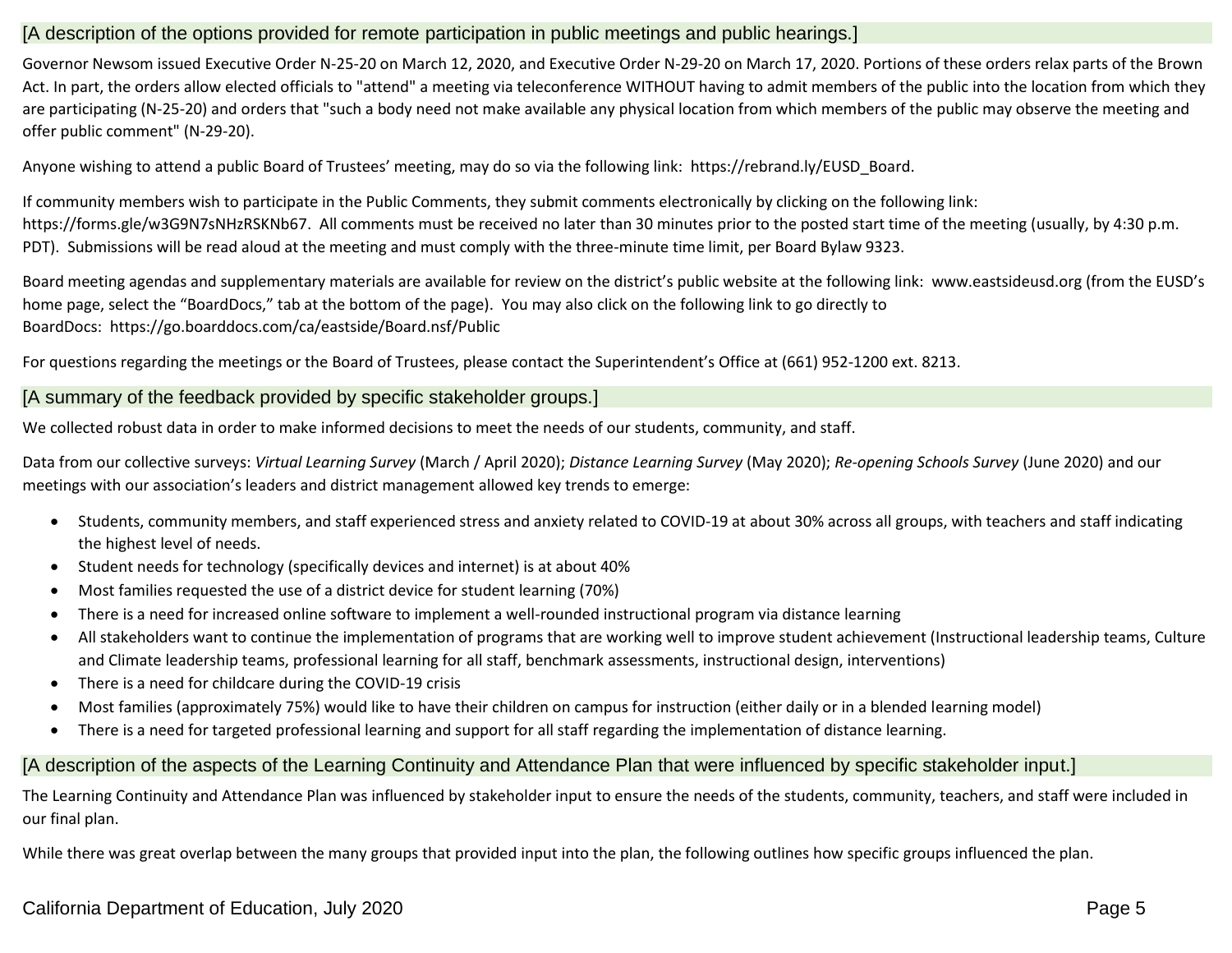### [A description of the options provided for remote participation in public meetings and public hearings.]

Governor Newsom issued Executive Order N-25-20 on March 12, 2020, and Executive Order N-29-20 on March 17, 2020. Portions of these orders relax parts of the Brown Act. In part, the orders allow elected officials to "attend" a meeting via teleconference WITHOUT having to admit members of the public into the location from which they are participating (N-25-20) and orders that "such a body need not make available any physical location from which members of the public may observe the meeting and offer public comment" (N-29-20).

Anyone wishing to attend a public Board of Trustees' meeting, may do so via the following link: https://rebrand.ly/EUSD_Board.

If community members wish to participate in the Public Comments, they submit comments electronically by clicking on the following link: https://forms.gle/w3G9N7sNHzRSKNb67. All comments must be received no later than 30 minutes prior to the posted start time of the meeting (usually, by 4:30 p.m. PDT). Submissions will be read aloud at the meeting and must comply with the three-minute time limit, per Board Bylaw 9323.

Board meeting agendas and supplementary materials are available for review on the district's public website at the following link: www.eastsideusd.org (from the EUSD's home page, select the "BoardDocs," tab at the bottom of the page). You may also click on the following link to go directly to BoardDocs: https://go.boarddocs.com/ca/eastside/Board.nsf/Public

For questions regarding the meetings or the Board of Trustees, please contact the Superintendent's Office at (661) 952-1200 ext. 8213.

### [A summary of the feedback provided by specific stakeholder groups.]

We collected robust data in order to make informed decisions to meet the needs of our students, community, and staff.

Data from our collective surveys: *Virtual Learning Survey* (March / April 2020); *Distance Learning Survey* (May 2020); *Re-opening Schools Survey* (June 2020) and our meetings with our association's leaders and district management allowed key trends to emerge:

- Students, community members, and staff experienced stress and anxiety related to COVID-19 at about 30% across all groups, with teachers and staff indicating the highest level of needs.
- Student needs for technology (specifically devices and internet) is at about 40%
- Most families requested the use of a district device for student learning (70%)
- There is a need for increased online software to implement a well-rounded instructional program via distance learning
- All stakeholders want to continue the implementation of programs that are working well to improve student achievement (Instructional leadership teams, Culture and Climate leadership teams, professional learning for all staff, benchmark assessments, instructional design, interventions)
- There is a need for childcare during the COVID-19 crisis
- Most families (approximately 75%) would like to have their children on campus for instruction (either daily or in a blended learning model)
- There is a need for targeted professional learning and support for all staff regarding the implementation of distance learning.

### [A description of the aspects of the Learning Continuity and Attendance Plan that were influenced by specific stakeholder input.]

The Learning Continuity and Attendance Plan was influenced by stakeholder input to ensure the needs of the students, community, teachers, and staff were included in our final plan.

While there was great overlap between the many groups that provided input into the plan, the following outlines how specific groups influenced the plan.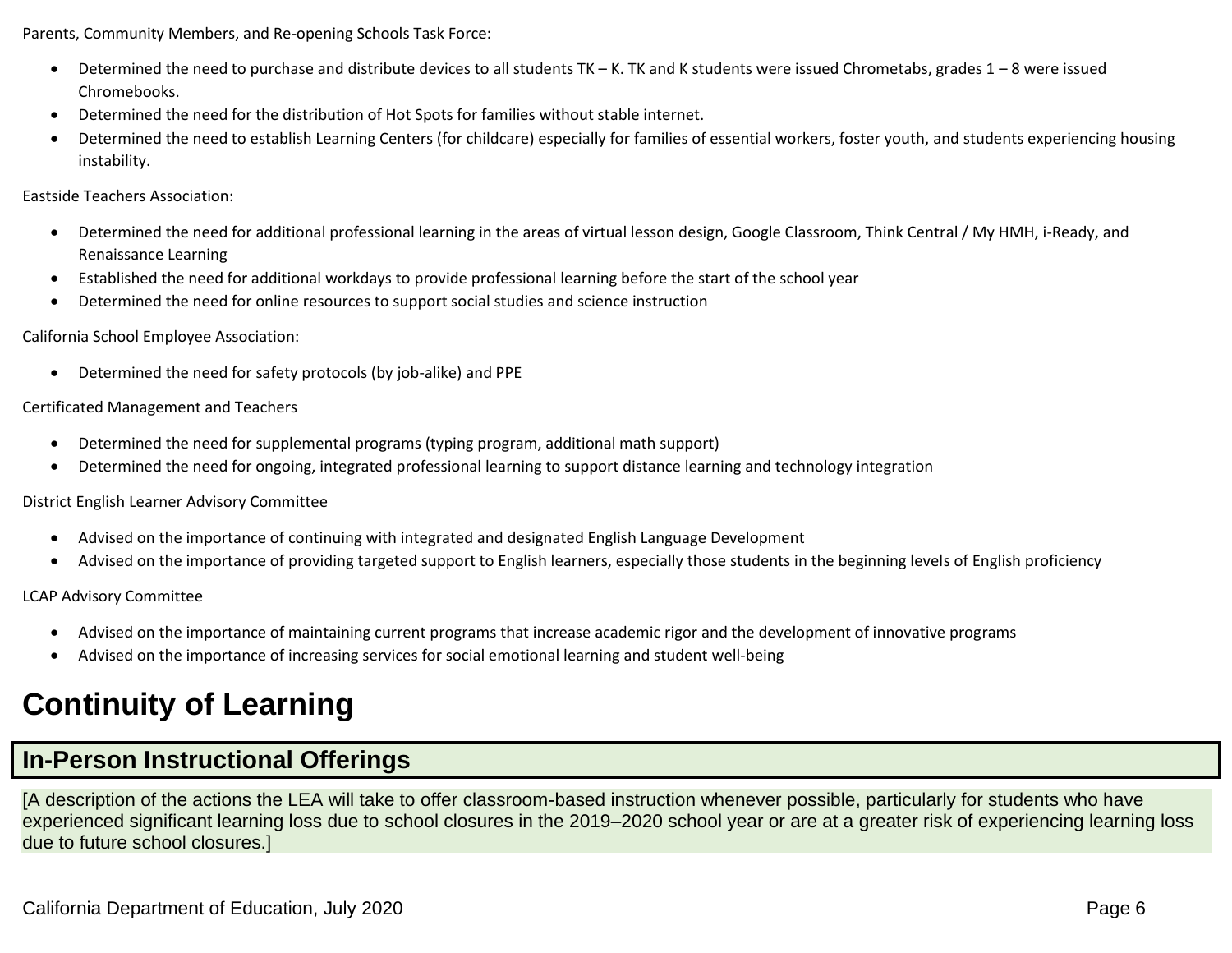Parents, Community Members, and Re-opening Schools Task Force:

- Determined the need to purchase and distribute devices to all students TK – K. TK and K students were issued Chrometabs, grades 1 – 8 were issued Chromebooks.
- Determined the need for the distribution of Hot Spots for families without stable internet.
- Determined the need to establish Learning Centers (for childcare) especially for families of essential workers, foster youth, and students experiencing housing instability.

Eastside Teachers Association:

- Determined the need for additional professional learning in the areas of virtual lesson design, Google Classroom, Think Central / My HMH, i-Ready, and Renaissance Learning
- Established the need for additional workdays to provide professional learning before the start of the school year
- Determined the need for online resources to support social studies and science instruction

California School Employee Association:

- Determined the need for safety protocols (by job-alike) and PPE

Certificated Management and Teachers

- Determined the need for supplemental programs (typing program, additional math support)
- Determined the need for ongoing, integrated professional learning to support distance learning and technology integration

District English Learner Advisory Committee

- Advised on the importance of continuing with integrated and designated English Language Development
- Advised on the importance of providing targeted support to English learners, especially those students in the beginning levels of English proficiency

LCAP Advisory Committee

- Advised on the importance of maintaining current programs that increase academic rigor and the development of innovative programs
- Advised on the importance of increasing services for social emotional learning and student well-being

# Continuity of Learning

## In-Person Instructional Offerings

[A description of the actions the LEA will take to offer classroom-based instruction whenever possible, particularly for students who have experienced significant learning loss due to school closures in the 2019–2020 school year or are at a greater risk of experiencing learning loss due to future school closures.]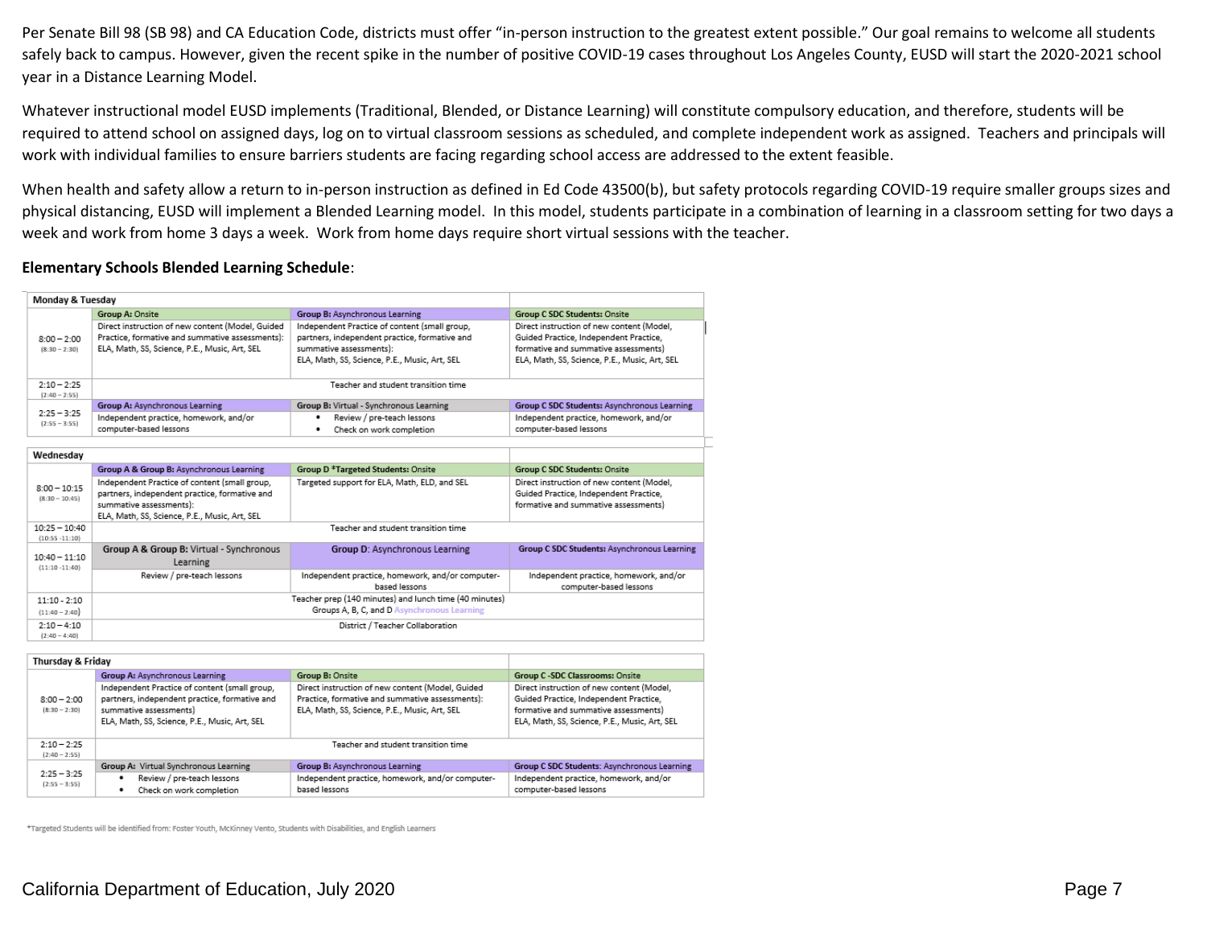Per Senate Bill 98 (SB 98) and CA Education Code, districts must offer "in-person instruction to the greatest extent possible." Our goal remains to welcome all students safely back to campus. However, given the recent spike in the number of positive COVID-19 cases throughout Los Angeles County, EUSD will start the 2020-2021 school year in a Distance Learning Model.

Whatever instructional model EUSD implements (Traditional, Blended, or Distance Learning) will constitute compulsory education, and therefore, students will be required to attend school on assigned days, log on to virtual classroom sessions as scheduled, and complete independent work as assigned. Teachers and principals will work with individual families to ensure barriers students are facing regarding school access are addressed to the extent feasible.

When health and safety allow a return to in-person instruction as defined in Ed Code 43500(b), but safety protocols regarding COVID-19 require smaller groups sizes and physical distancing, EUSD will implement a Blended Learning model. In this model, students participate in a combination of learning in a classroom setting for two days a week and work from home 3 days a week. Work from home days require short virtual sessions with the teacher.

**Elementary Schools Blended Learning Schedule**:

| Monday & Tuesday | | | |
|---|---|---|---|
| | **Group A:** Onsite | **Group B:** Asynchronous Learning | **Group C SDC Students:** Onsite |
| 8:00 – 2:00 (8:30 – 2:30) | Direct instruction of new content (Model, Guided Practice, formative and summative assessments): ELA, Math, SS, Science, P.E., Music, Art, SEL | Independent Practice of content (small group, partners, independent practice, formative and summative assessments): ELA, Math, SS, Science, P.E., Music, Art, SEL | Direct instruction of new content (Model, Guided Practice, Independent Practice, formative and summative assessments) ELA, Math, SS, Science, P.E., Music, Art, SEL |
| 2:10 – 2:25 (2:40 – 2:55) | Teacher and student transition time | | |
| | **Group A:** Asynchronous Learning | **Group B:** Virtual - Synchronous Learning | **Group C SDC Students:** Asynchronous Learning |
| 2:25 – 3:25 (2:55 – 3:55) | Independent practice, homework, and/or computer-based lessons | • Review / pre-teach lessons<br>• Check on work completion | Independent practice, homework, and/or computer-based lessons |

| Wednesday | | | |
|---|---|---|---|
| | **Group A & Group B:** Asynchronous Learning | **Group D** *Targeted Students: Onsite | **Group C SDC Students:** Onsite |
| 8:00 – 10:15 (8:30 – 10:45) | Independent Practice of content (small group, partners, independent practice, formative and summative assessments): ELA, Math, SS, Science, P.E., Music, Art, SEL | Targeted support for ELA, Math, ELD, and SEL | Direct instruction of new content (Model, Guided Practice, Independent Practice, formative and summative assessments) |
| 10:25 – 10:40 (10:55 -11:10) | Teacher and student transition time | | |
| 10:40 – 11:10 (11:10 -11:40) | **Group A & Group B:** Virtual - Synchronous Learning | **Group D:** Asynchronous Learning | **Group C SDC Students:** Asynchronous Learning |
| | Review / pre-teach lessons | Independent practice, homework, and/or computer-based lessons | Independent practice, homework, and/or computer-based lessons |
| 11:10 - 2:10 (11:40 – 2:40) | Teacher prep (140 minutes) and lunch time (40 minutes) Groups A, B, C, and D Asynchronous Learning | | |
| 2:10 – 4:10 (2:40 – 4:40) | District / Teacher Collaboration | | |

| Thursday & Friday | | | |
|---|---|---|---|
| | **Group A:** Asynchronous Learning | **Group B:** Onsite | **Group C -SDC Classrooms:** Onsite |
| 8:00 – 2:00 (8:30 – 2:30) | Independent Practice of content (small group, partners, independent practice, formative and summative assessments) ELA, Math, SS, Science, P.E., Music, Art, SEL | Direct instruction of new content (Model, Guided Practice, formative and summative assessments): ELA, Math, SS, Science, P.E., Music, Art, SEL | Direct instruction of new content (Model, Guided Practice, Independent Practice, formative and summative assessments) ELA, Math, SS, Science, P.E., Music, Art, SEL |
| 2:10 – 2:25 (2:40 – 2:55) | Teacher and student transition time | | |
| | **Group A:** Virtual Synchronous Learning | **Group B:** Asynchronous Learning | **Group C SDC Students:** Asynchronous Learning |
| 2:25 – 3:25 (2:55 – 3:55) | • Review / pre-teach lessons<br>• Check on work completion | Independent practice, homework, and/or computer-based lessons | Independent practice, homework, and/or computer-based lessons |

*Targeted Students will be identified from: Foster Youth, McKinney Vento, Students with Disabilities, and English Learners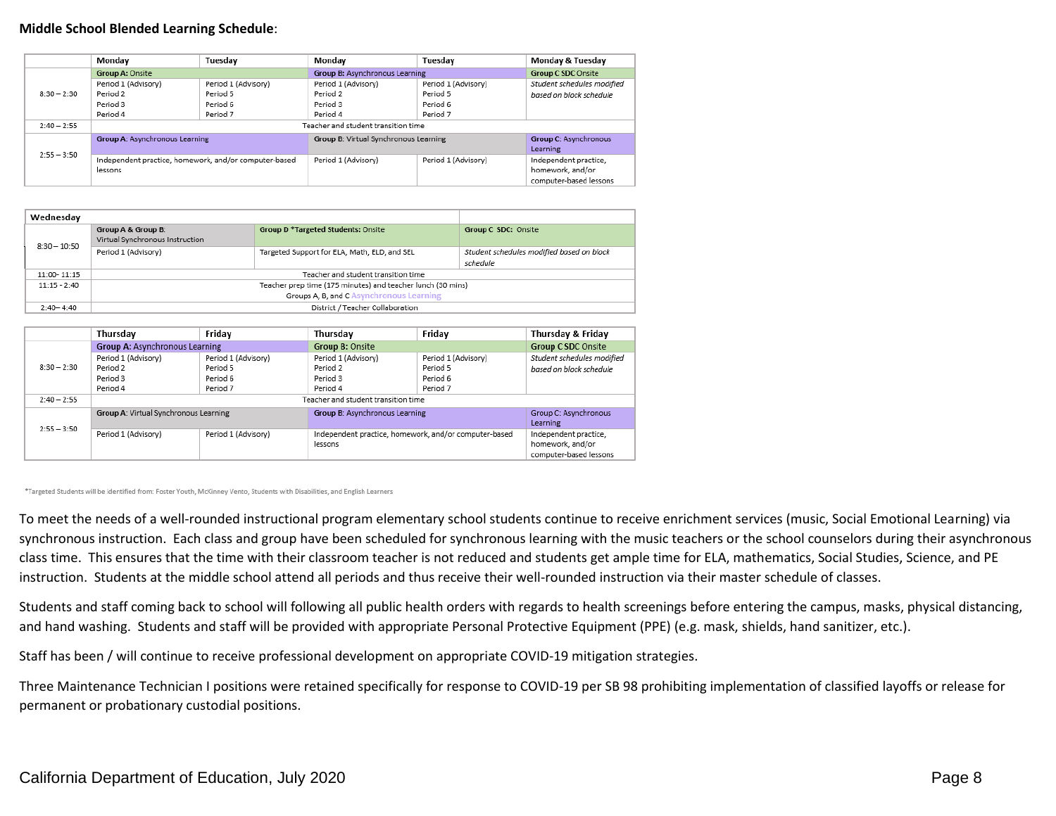**Middle School Blended Learning Schedule**:

| | Monday | Tuesday | Monday | Tuesday | Monday & Tuesday |
|---|---|---|---|---|---|
| | **Group A:** Onsite | | **Group B:** Asynchronous Learning | | **Group C SDC** Onsite |
| 8:30 – 2:30 | Period 1 (Advisory)<br>Period 2<br>Period 3<br>Period 4 | Period 1 (Advisory)<br>Period 5<br>Period 6<br>Period 7 | Period 1 (Advisory)<br>Period 2<br>Period 3<br>Period 4 | Period 1 (Advisory)<br>Period 5<br>Period 6<br>Period 7 | *Student schedules modified based on block schedule* |
| 2:40 – 2:55 | Teacher and student transition time | | | | |
| 2:55 – 3:50 | **Group A**: Asynchronous Learning | | **Group B**: Virtual Synchronous Learning | | **Group C**: Asynchronous Learning |
| | Independent practice, homework, and/or computer-based lessons | | Period 1 (Advisory) | Period 1 (Advisory) | Independent practice, homework, and/or computer-based lessons |

| Wednesday | | | |
|---|---|---|---|
| 8:30 – 10:50 | **Group A & Group B**: Virtual Synchronous Instruction | **Group D \*Targeted Students:** Onsite | **Group C SDC:** Onsite |
| | Period 1 (Advisory) | Targeted Support for ELA, Math, ELD, and SEL | *Student schedules modified based on block schedule* |
| 11:00- 11:15 | Teacher and student transition time | | |
| 11:15 - 2:40 | Teacher prep time (175 minutes) and teacher lunch (30 mins)<br>Groups A, B, and C Asynchronous Learning | | |
| 2:40– 4:40 | District / Teacher Collaboration | | |

| | Thursday | Friday | Thursday | Friday | Thursday & Friday |
|---|---|---|---|---|---|
| | **Group A:** Asynchronous Learning | | **Group B:** Onsite | | **Group C SDC** Onsite |
| 8:30 – 2:30 | Period 1 (Advisory)<br>Period 2<br>Period 3<br>Period 4 | Period 1 (Advisory)<br>Period 5<br>Period 6<br>Period 7 | Period 1 (Advisory)<br>Period 2<br>Period 3<br>Period 4 | Period 1 (Advisory)<br>Period 5<br>Period 6<br>Period 7 | *Student schedules modified based on block schedule* |
| 2:40 – 2:55 | Teacher and student transition time | | | | |
| 2:55 – 3:50 | **Group A**: Virtual Synchronous Learning | | **Group B**: Asynchronous Learning | | Group C: Asynchronous Learning |
| | Period 1 (Advisory) | Period 1 (Advisory) | Independent practice, homework, and/or computer-based lessons | | Independent practice, homework, and/or computer-based lessons |

\*Targeted Students will be identified from: Foster Youth, McKinney Vento, Students with Disabilities, and English Learners

To meet the needs of a well-rounded instructional program elementary school students continue to receive enrichment services (music, Social Emotional Learning) via synchronous instruction. Each class and group have been scheduled for synchronous learning with the music teachers or the school counselors during their asynchronous class time. This ensures that the time with their classroom teacher is not reduced and students get ample time for ELA, mathematics, Social Studies, Science, and PE instruction. Students at the middle school attend all periods and thus receive their well-rounded instruction via their master schedule of classes.

Students and staff coming back to school will following all public health orders with regards to health screenings before entering the campus, masks, physical distancing, and hand washing. Students and staff will be provided with appropriate Personal Protective Equipment (PPE) (e.g. mask, shields, hand sanitizer, etc.).

Staff has been / will continue to receive professional development on appropriate COVID-19 mitigation strategies.

Three Maintenance Technician I positions were retained specifically for response to COVID-19 per SB 98 prohibiting implementation of classified layoffs or release for permanent or probationary custodial positions.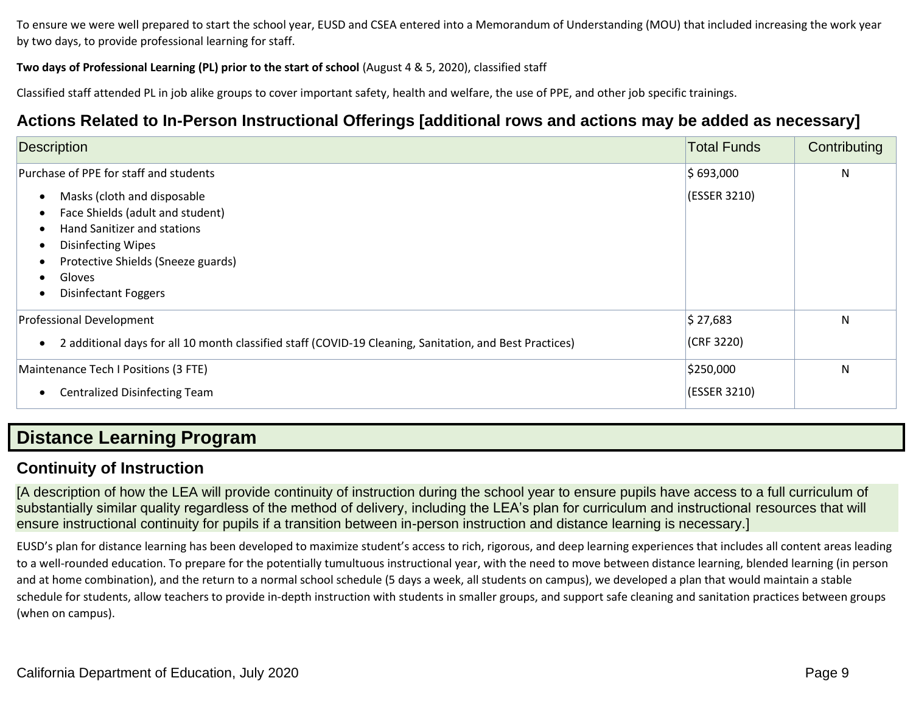To ensure we were well prepared to start the school year, EUSD and CSEA entered into a Memorandum of Understanding (MOU) that included increasing the work year by two days, to provide professional learning for staff.

**Two days of Professional Learning (PL) prior to the start of school** (August 4 & 5, 2020), classified staff

Classified staff attended PL in job alike groups to cover important safety, health and welfare, the use of PPE, and other job specific trainings.

### Actions Related to In-Person Instructional Offerings [additional rows and actions may be added as necessary]

| Description | Total Funds | Contributing |
|---|---|---|
| Purchase of PPE for staff and students<br>• Masks (cloth and disposable<br>• Face Shields (adult and student)<br>• Hand Sanitizer and stations<br>• Disinfecting Wipes<br>• Protective Shields (Sneeze guards)<br>• Gloves<br>• Disinfectant Foggers | $ 693,000<br>(ESSER 3210) | N |
| Professional Development<br>• 2 additional days for all 10 month classified staff (COVID-19 Cleaning, Sanitation, and Best Practices) | $ 27,683<br>(CRF 3220) | N |
| Maintenance Tech I Positions (3 FTE)<br>• Centralized Disinfecting Team | $250,000<br>(ESSER 3210) | N |

## Distance Learning Program

### Continuity of Instruction

[A description of how the LEA will provide continuity of instruction during the school year to ensure pupils have access to a full curriculum of substantially similar quality regardless of the method of delivery, including the LEA's plan for curriculum and instructional resources that will ensure instructional continuity for pupils if a transition between in-person instruction and distance learning is necessary.]

EUSD's plan for distance learning has been developed to maximize student's access to rich, rigorous, and deep learning experiences that includes all content areas leading to a well-rounded education. To prepare for the potentially tumultuous instructional year, with the need to move between distance learning, blended learning (in person and at home combination), and the return to a normal school schedule (5 days a week, all students on campus), we developed a plan that would maintain a stable schedule for students, allow teachers to provide in-depth instruction with students in smaller groups, and support safe cleaning and sanitation practices between groups (when on campus).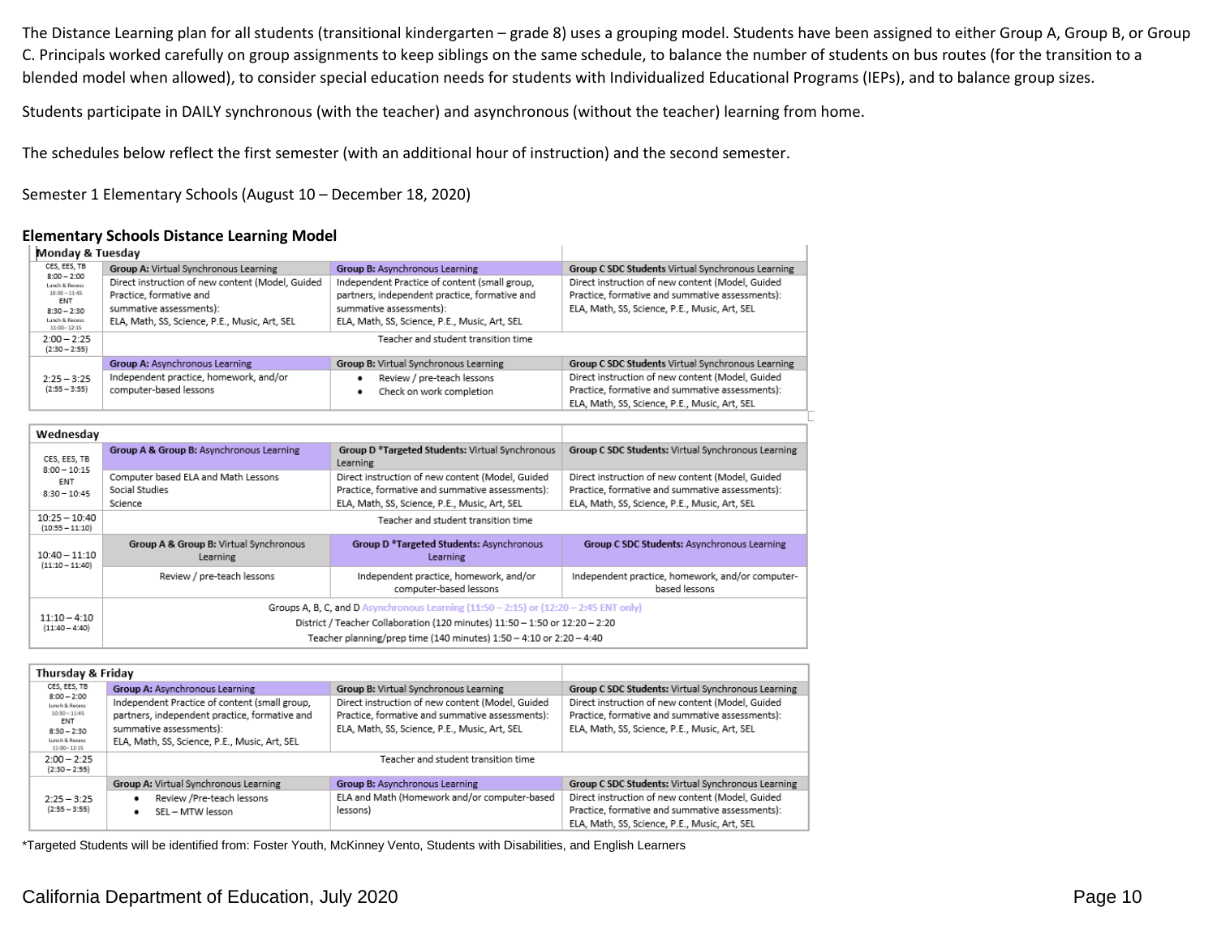The Distance Learning plan for all students (transitional kindergarten – grade 8) uses a grouping model. Students have been assigned to either Group A, Group B, or Group C. Principals worked carefully on group assignments to keep siblings on the same schedule, to balance the number of students on bus routes (for the transition to a blended model when allowed), to consider special education needs for students with Individualized Educational Programs (IEPs), and to balance group sizes.

Students participate in DAILY synchronous (with the teacher) and asynchronous (without the teacher) learning from home.

The schedules below reflect the first semester (with an additional hour of instruction) and the second semester.

Semester 1 Elementary Schools (August 10 – December 18, 2020)

**Elementary Schools Distance Learning Model**

**Monday & Tuesday**

| | | | |
|---|---|---|---|
| CES, EES, TB 8:00 – 2:00 Lunch & Recess 10:30 – 11:45 ENT 8:30 – 2:30 Lunch & Recess 11:00 - 12:15 | **Group A:** Virtual Synchronous Learning<br>Direct instruction of new content (Model, Guided Practice, formative and summative assessments): ELA, Math, SS, Science, P.E., Music, Art, SEL | **Group B:** Asynchronous Learning<br>Independent Practice of content (small group, partners, independent practice, formative and summative assessments): ELA, Math, SS, Science, P.E., Music, Art, SEL | **Group C SDC Students** Virtual Synchronous Learning<br>Direct instruction of new content (Model, Guided Practice, formative and summative assessments): ELA, Math, SS, Science, P.E., Music, Art, SEL |
| 2:00 – 2:25 (2:30 – 2:55) | Teacher and student transition time | | |
| 2:25 – 3:25 (2:55 – 3:55) | **Group A:** Asynchronous Learning<br>Independent practice, homework, and/or computer-based lessons | **Group B:** Virtual Synchronous Learning<br>• Review / pre-teach lessons<br>• Check on work completion | **Group C SDC Students** Virtual Synchronous Learning<br>Direct instruction of new content (Model, Guided Practice, formative and summative assessments): ELA, Math, SS, Science, P.E., Music, Art, SEL |

**Wednesday**

| | | | |
|---|---|---|---|
| CES, EES, TB 8:00 – 10:15 ENT 8:30 – 10:45 | **Group A & Group B:** Asynchronous Learning<br>Computer based ELA and Math Lessons<br>Social Studies<br>Science | **Group D \*Targeted Students:** Virtual Synchronous Learning<br>Direct instruction of new content (Model, Guided Practice, formative and summative assessments): ELA, Math, SS, Science, P.E., Music, Art, SEL | **Group C SDC Students:** Virtual Synchronous Learning<br>Direct instruction of new content (Model, Guided Practice, formative and summative assessments): ELA, Math, SS, Science, P.E., Music, Art, SEL |
| 10:25 – 10:40 (10:55 – 11:10) | Teacher and student transition time | | |
| 10:40 – 11:10 (11:10 – 11:40) | **Group A & Group B:** Virtual Synchronous Learning<br>Review / pre-teach lessons | **Group D \*Targeted Students:** Asynchronous Learning<br>Independent practice, homework, and/or computer-based lessons | **Group C SDC Students:** Asynchronous Learning<br>Independent practice, homework, and/or computer-based lessons |
| 11:10 – 4:10 (11:40 – 4:40) | Groups A, B, C, and D Asynchronous Learning (11:50 – 2:15) or (12:20 – 2:45 ENT only)<br>District / Teacher Collaboration (120 minutes) 11:50 – 1:50 or 12:20 – 2:20<br>Teacher planning/prep time (140 minutes) 1:50 – 4:10 or 2:20 – 4:40 | | |

**Thursday & Friday**

| | | | |
|---|---|---|---|
| CES, EES, TB 8:00 – 2:00 Lunch & Recess 10:30 – 11:45 ENT 8:30 – 2:30 Lunch & Recess 11:00- 12:15 | **Group A:** Asynchronous Learning<br>Independent Practice of content (small group, partners, independent practice, formative and summative assessments): ELA, Math, SS, Science, P.E., Music, Art, SEL | **Group B:** Virtual Synchronous Learning<br>Direct instruction of new content (Model, Guided Practice, formative and summative assessments): ELA, Math, SS, Science, P.E., Music, Art, SEL | **Group C SDC Students:** Virtual Synchronous Learning<br>Direct instruction of new content (Model, Guided Practice, formative and summative assessments): ELA, Math, SS, Science, P.E., Music, Art, SEL |
| 2:00 – 2:25 (2:30 – 2:55) | Teacher and student transition time | | |
| 2:25 – 3:25 (2:55 – 3:55) | **Group A:** Virtual Synchronous Learning<br>• Review /Pre-teach lessons<br>• SEL – MTW lesson | **Group B:** Asynchronous Learning<br>ELA and Math (Homework and/or computer-based lessons) | **Group C SDC Students:** Virtual Synchronous Learning<br>Direct instruction of new content (Model, Guided Practice, formative and summative assessments): ELA, Math, SS, Science, P.E., Music, Art, SEL |

\*Targeted Students will be identified from: Foster Youth, McKinney Vento, Students with Disabilities, and English Learners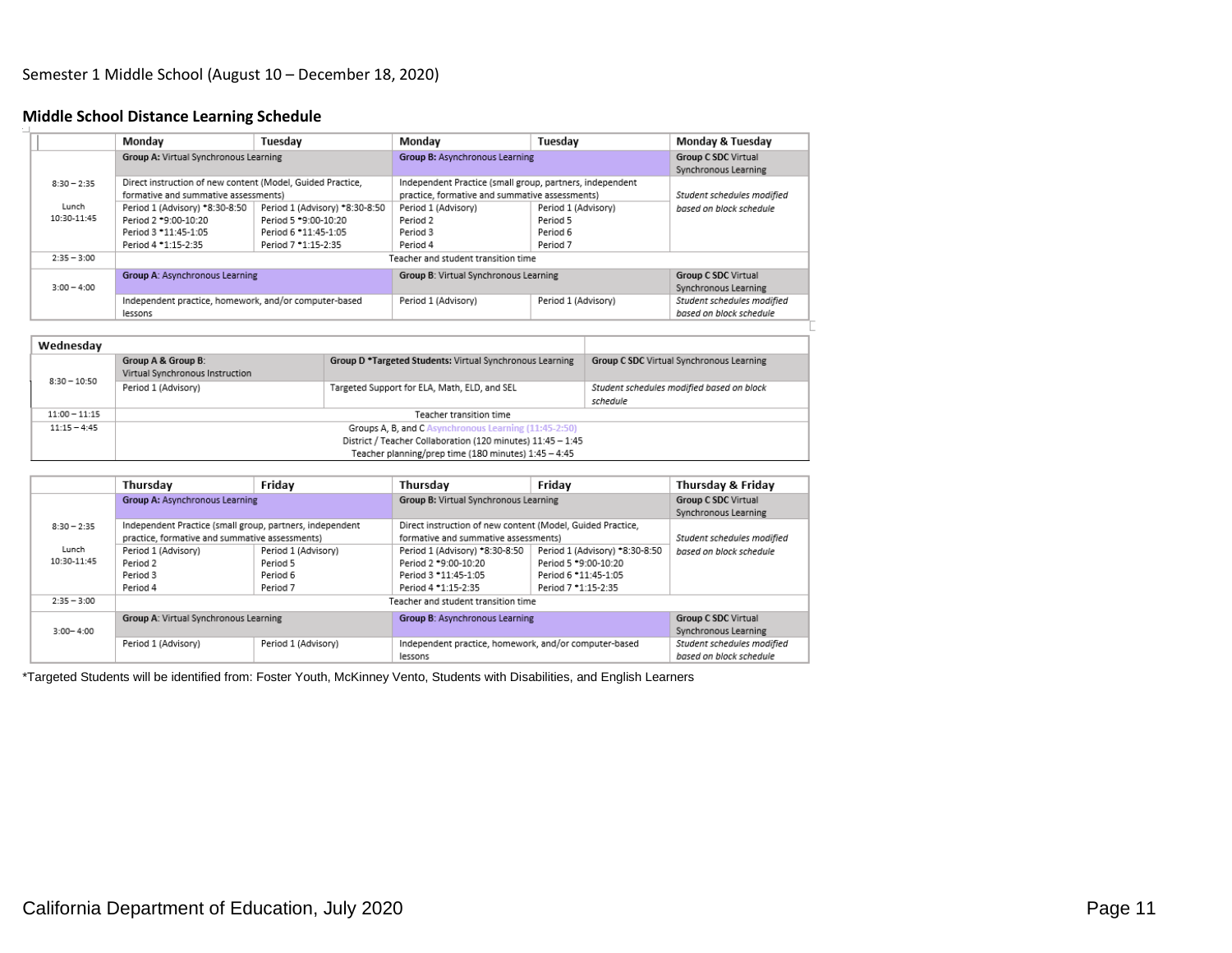Semester 1 Middle School (August 10 – December 18, 2020)

## Middle School Distance Learning Schedule

| | Monday | Tuesday | Monday | Tuesday | Monday & Tuesday |
|---|---|---|---|---|---|
| | **Group A:** Virtual Synchronous Learning | | **Group B:** Asynchronous Learning | | **Group C SDC** Virtual Synchronous Learning |
| 8:30 – 2:35<br><br>Lunch 10:30-11:45 | Direct instruction of new content (Model, Guided Practice, formative and summative assessments) | | Independent Practice (small group, partners, independent practice, formative and summative assessments) | | *Student schedules modified based on block schedule* |
| | Period 1 (Advisory) *8:30-8:50<br>Period 2 *9:00-10:20<br>Period 3 *11:45-1:05<br>Period 4 *1:15-2:35 | Period 1 (Advisory) *8:30-8:50<br>Period 5 *9:00-10:20<br>Period 6 *11:45-1:05<br>Period 7 *1:15-2:35 | Period 1 (Advisory)<br>Period 2<br>Period 3<br>Period 4 | Period 1 (Advisory)<br>Period 5<br>Period 6<br>Period 7 | |
| 2:35 – 3:00 | Teacher and student transition time | | | | |
| 3:00 – 4:00 | **Group A**: Asynchronous Learning | | **Group B**: Virtual Synchronous Learning | | **Group C SDC** Virtual Synchronous Learning |
| | Independent practice, homework, and/or computer-based lessons | | Period 1 (Advisory) | Period 1 (Advisory) | *Student schedules modified based on block schedule* |

| Wednesday | | | |
|---|---|---|---|
| 8:30 – 10:50 | **Group A & Group B**: Virtual Synchronous Instruction | **Group D *Targeted Students:** Virtual Synchronous Learning | **Group C SDC** Virtual Synchronous Learning |
| | Period 1 (Advisory) | Targeted Support for ELA, Math, ELD, and SEL | *Student schedules modified based on block schedule* |
| 11:00 – 11:15 | Teacher transition time | | |
| 11:15 – 4:45 | Groups A, B, and C Asynchronous Learning (11:45-2:50)<br>District / Teacher Collaboration (120 minutes) 11:45 – 1:45<br>Teacher planning/prep time (180 minutes) 1:45 – 4:45 | | |

| | Thursday | Friday | Thursday | Friday | Thursday & Friday |
|---|---|---|---|---|---|
| | **Group A:** Asynchronous Learning | | **Group B:** Virtual Synchronous Learning | | **Group C SDC** Virtual Synchronous Learning |
| 8:30 – 2:35<br><br>Lunch 10:30-11:45 | Independent Practice (small group, partners, independent practice, formative and summative assessments) | | Direct instruction of new content (Model, Guided Practice, formative and summative assessments) | | *Student schedules modified based on block schedule* |
| | Period 1 (Advisory)<br>Period 2<br>Period 3<br>Period 4 | Period 1 (Advisory)<br>Period 5<br>Period 6<br>Period 7 | Period 1 (Advisory) *8:30-8:50<br>Period 2 *9:00-10:20<br>Period 3 *11:45-1:05<br>Period 4 *1:15-2:35 | Period 1 (Advisory) *8:30-8:50<br>Period 5 *9:00-10:20<br>Period 6 *11:45-1:05<br>Period 7 *1:15-2:35 | |
| 2:35 – 3:00 | Teacher and student transition time | | | | |
| 3:00– 4:00 | **Group A**: Virtual Synchronous Learning | | **Group B**: Asynchronous Learning | | **Group C SDC** Virtual Synchronous Learning |
| | Period 1 (Advisory) | Period 1 (Advisory) | Independent practice, homework, and/or computer-based lessons | | *Student schedules modified based on block schedule* |

*Targeted Students will be identified from: Foster Youth, McKinney Vento, Students with Disabilities, and English Learners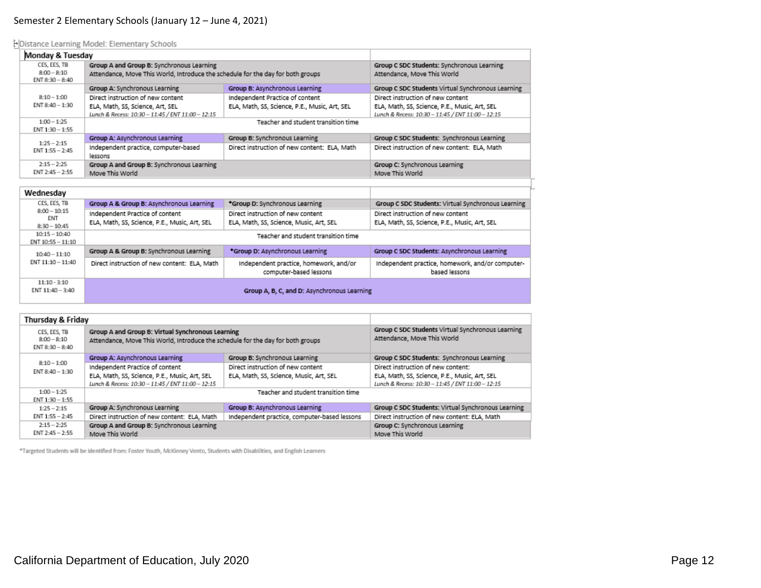Semester 2 Elementary Schools (January 12 – June 4, 2021)

Distance Learning Model: Elementary Schools

| Monday & Tuesday | | | |
|---|---|---|---|
| CES, EES, TB 8:00 – 8:10 ENT 8:30 – 8:40 | **Group A and Group B:** Synchronous Learning<br>Attendance, Move This World, Introduce the schedule for the day for both groups | | **Group C SDC Students:** Synchronous Learning<br>Attendance, Move This World |
| 8:10 – 1:00 ENT 8:40 – 1:30 | **Group A:** Synchronous Learning<br>Direct instruction of new content<br>ELA, Math, SS, Science, Art, SEL<br>*Lunch & Recess: 10:30 – 11:45 / ENT 11:00 – 12:15* | **Group B:** Asynchronous Learning<br>Independent Practice of content<br>ELA, Math, SS, Science, P.E., Music, Art, SEL | **Group C SDC Students** Virtual Synchronous Learning<br>Direct instruction of new content<br>ELA, Math, SS, Science, P.E., Music, Art, SEL<br>*Lunch & Recess: 10:30 – 11:45 / ENT 11:00 – 12:15* |
| 1:00 – 1:25 ENT 1:30 – 1:55 | Teacher and student transition time | | |
| 1:25 – 2:15 ENT 1:55 – 2:45 | **Group A:** Asynchronous Learning<br>Independent practice, computer-based lessons | **Group B:** Synchronous Learning<br>Direct instruction of new content: ELA, Math | **Group C SDC Students:** Synchronous Learning<br>Direct instruction of new content: ELA, Math |
| 2:15 – 2:25 ENT 2:45 – 2:55 | **Group A and Group B:** Synchronous Learning<br>Move This World | | **Group C:** Synchronous Learning<br>Move This World |

| Wednesday | | | |
|---|---|---|---|
| CES, EES, TB 8:00 – 10:15 ENT 8:30 – 10:45 | **Group A & Group B:** Asynchronous Learning<br>Independent Practice of content<br>ELA, Math, SS, Science, P.E., Music, Art, SEL | ***Group D:** Synchronous Learning<br>Direct instruction of new content<br>ELA, Math, SS, Science, Music, Art, SEL | **Group C SDC Students:** Virtual Synchronous Learning<br>Direct instruction of new content<br>ELA, Math, SS, Science, P.E., Music, Art, SEL |
| 10:15 – 10:40 ENT 10:55 – 11:10 | Teacher and student transition time | | |
| 10:40 – 11:10 ENT 11:10 – 11:40 | **Group A & Group B:** Synchronous Learning<br>Direct instruction of new content: ELA, Math | ***Group D:** Asynchronous Learning<br>Independent practice, homework, and/or computer-based lessons | **Group C SDC Students:** Asynchronous Learning<br>Independent practice, homework, and/or computer-based lessons |
| 11:10 - 3:10 ENT 11:40 – 3:40 | **Group A, B, C, and D:** Asynchronous Learning | | |

| Thursday & Friday | | | |
|---|---|---|---|
| CES, EES, TB 8:00 – 8:10 ENT 8:30 – 8:40 | **Group A and Group B:** Virtual Synchronous Learning<br>Attendance, Move This World, Introduce the schedule for the day for both groups | | **Group C SDC Students** Virtual Synchronous Learning<br>Attendance, Move This World |
| 8:10 – 1:00 ENT 8:40 – 1:30 | **Group A:** Asynchronous Learning<br>Independent Practice of content<br>ELA, Math, SS, Science, P.E., Music, Art, SEL<br>*Lunch & Recess: 10:30 – 11:45 / ENT 11:00 – 12:15* | **Group B:** Synchronous Learning<br>Direct instruction of new content<br>ELA, Math, SS, Science, Music, Art, SEL | **Group C SDC Students:** Synchronous Learning<br>Direct instruction of new content:<br>ELA, Math, SS, Science, P.E., Music, Art, SEL<br>*Lunch & Recess: 10:30 – 11:45 / ENT 11:00 – 12:15* |
| 1:00 – 1:25 ENT 1:30 – 1:55 | Teacher and student transition time | | |
| 1:25 – 2:15 ENT 1:55 – 2:45 | **Group A:** Synchronous Learning<br>Direct instruction of new content: ELA, Math | **Group B:** Asynchronous Learning<br>Independent practice, computer-based lessons | **Group C SDC Students:** Virtual Synchronous Learning<br>Direct instruction of new content: ELA, Math |
| 2:15 – 2:25 ENT 2:45 – 2:55 | **Group A and Group B:** Synchronous Learning<br>Move This World | | **Group C:** Synchronous Learning<br>Move This World |

*Targeted Students will be identified from: Foster Youth, McKinney Vento, Students with Disabilities, and English Learners

California Department of Education, July 2020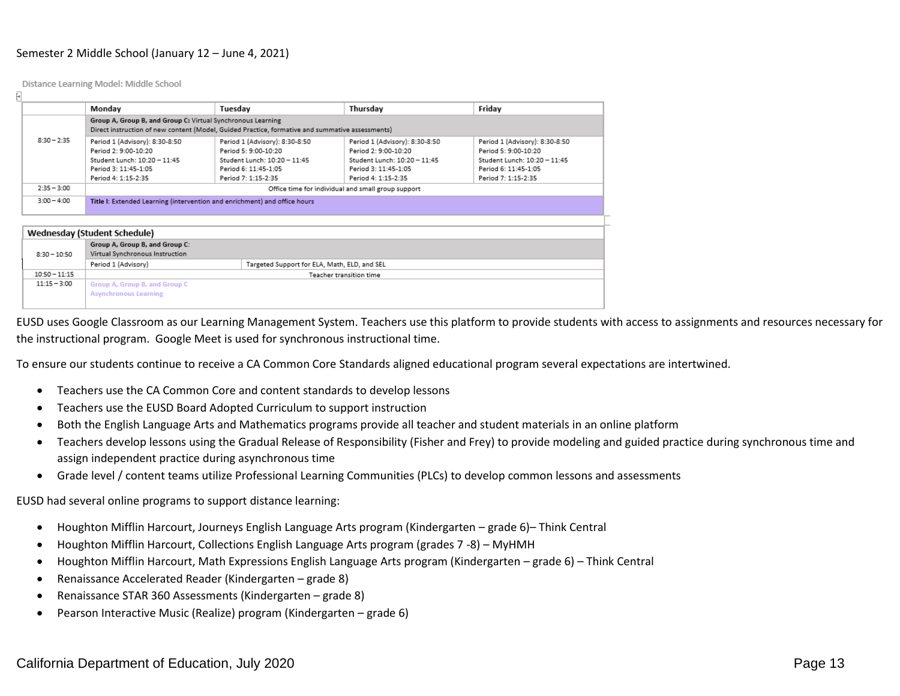Semester 2 Middle School (January 12 – June 4, 2021)

Distance Learning Model: Middle School

| | Monday | Tuesday | Thursday | Friday |
|---|---|---|---|---|
| 8:30 – 2:35 | **Group A, Group B, and Group C:** Virtual Synchronous Learning<br>Direct instruction of new content (Model, Guided Practice, formative and summative assessments) | | | |
| | Period 1 (Advisory): 8:30-8:50<br>Period 2: 9:00-10:20<br>Student Lunch: 10:20 – 11:45<br>Period 3: 11:45-1:05<br>Period 4: 1:15-2:35 | Period 1 (Advisory): 8:30-8:50<br>Period 5: 9:00-10:20<br>Student Lunch: 10:20 – 11:45<br>Period 6: 11:45-1:05<br>Period 7: 1:15-2:35 | Period 1 (Advisory): 8:30-8:50<br>Period 2: 9:00-10:20<br>Student Lunch: 10:20 – 11:45<br>Period 3: 11:45-1:05<br>Period 4: 1:15-2:35 | Period 1 (Advisory): 8:30-8:50<br>Period 5: 9:00-10:20<br>Student Lunch: 10:20 – 11:45<br>Period 6: 11:45-1:05<br>Period 7: 1:15-2:35 |
| 2:35 – 3:00 | Office time for individual and small group support | | | |
| 3:00 – 4:00 | **Title I:** Extended Learning (intervention and enrichment) and office hours | | | |

| Wednesday (Student Schedule) | | |
|---|---|---|
| 8:30 – 10:50 | Group A, Group B, and Group C:<br>Virtual Synchronous Instruction | |
| | Period 1 (Advisory) | Targeted Support for ELA, Math, ELD, and SEL |
| 10:50 – 11:15 | Teacher transition time | |
| 11:15 – 3:00 | Group A, Group B, and Group C<br>Asynchronous Learning | |

EUSD uses Google Classroom as our Learning Management System. Teachers use this platform to provide students with access to assignments and resources necessary for the instructional program. Google Meet is used for synchronous instructional time.

To ensure our students continue to receive a CA Common Core Standards aligned educational program several expectations are intertwined.

- Teachers use the CA Common Core and content standards to develop lessons
- Teachers use the EUSD Board Adopted Curriculum to support instruction
- Both the English Language Arts and Mathematics programs provide all teacher and student materials in an online platform
- Teachers develop lessons using the Gradual Release of Responsibility (Fisher and Frey) to provide modeling and guided practice during synchronous time and assign independent practice during asynchronous time
- Grade level / content teams utilize Professional Learning Communities (PLCs) to develop common lessons and assessments

EUSD had several online programs to support distance learning:

- Houghton Mifflin Harcourt, Journeys English Language Arts program (Kindergarten – grade 6)– Think Central
- Houghton Mifflin Harcourt, Collections English Language Arts program (grades 7 -8) – MyHMH
- Houghton Mifflin Harcourt, Math Expressions English Language Arts program (Kindergarten – grade 6) – Think Central
- Renaissance Accelerated Reader (Kindergarten – grade 8)
- Renaissance STAR 360 Assessments (Kindergarten – grade 8)
- Pearson Interactive Music (Realize) program (Kindergarten – grade 6)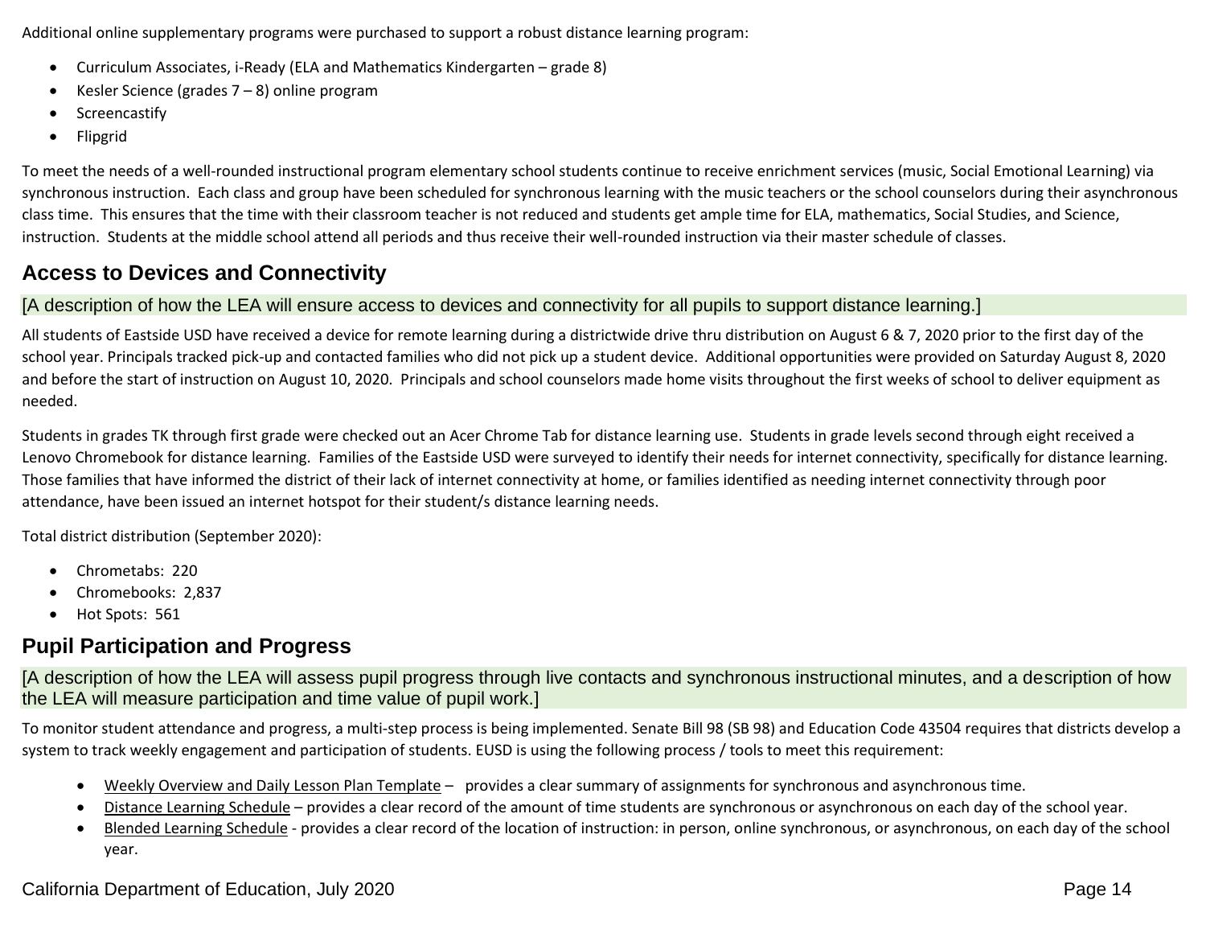Additional online supplementary programs were purchased to support a robust distance learning program:

- Curriculum Associates, i-Ready (ELA and Mathematics Kindergarten – grade 8)
- Kesler Science (grades 7 – 8) online program
- Screencastify
- Flipgrid

To meet the needs of a well-rounded instructional program elementary school students continue to receive enrichment services (music, Social Emotional Learning) via synchronous instruction. Each class and group have been scheduled for synchronous learning with the music teachers or the school counselors during their asynchronous class time. This ensures that the time with their classroom teacher is not reduced and students get ample time for ELA, mathematics, Social Studies, and Science, instruction. Students at the middle school attend all periods and thus receive their well-rounded instruction via their master schedule of classes.

## Access to Devices and Connectivity

[A description of how the LEA will ensure access to devices and connectivity for all pupils to support distance learning.]

All students of Eastside USD have received a device for remote learning during a districtwide drive thru distribution on August 6 & 7, 2020 prior to the first day of the school year. Principals tracked pick-up and contacted families who did not pick up a student device. Additional opportunities were provided on Saturday August 8, 2020 and before the start of instruction on August 10, 2020. Principals and school counselors made home visits throughout the first weeks of school to deliver equipment as needed.

Students in grades TK through first grade were checked out an Acer Chrome Tab for distance learning use. Students in grade levels second through eight received a Lenovo Chromebook for distance learning. Families of the Eastside USD were surveyed to identify their needs for internet connectivity, specifically for distance learning. Those families that have informed the district of their lack of internet connectivity at home, or families identified as needing internet connectivity through poor attendance, have been issued an internet hotspot for their student/s distance learning needs.

Total district distribution (September 2020):

- Chrometabs: 220
- Chromebooks: 2,837
- Hot Spots: 561

## Pupil Participation and Progress

[A description of how the LEA will assess pupil progress through live contacts and synchronous instructional minutes, and a description of how the LEA will measure participation and time value of pupil work.]

To monitor student attendance and progress, a multi-step process is being implemented. Senate Bill 98 (SB 98) and Education Code 43504 requires that districts develop a system to track weekly engagement and participation of students. EUSD is using the following process / tools to meet this requirement:

- Weekly Overview and Daily Lesson Plan Template – provides a clear summary of assignments for synchronous and asynchronous time.
- Distance Learning Schedule – provides a clear record of the amount of time students are synchronous or asynchronous on each day of the school year.
- Blended Learning Schedule - provides a clear record of the location of instruction: in person, online synchronous, or asynchronous, on each day of the school year.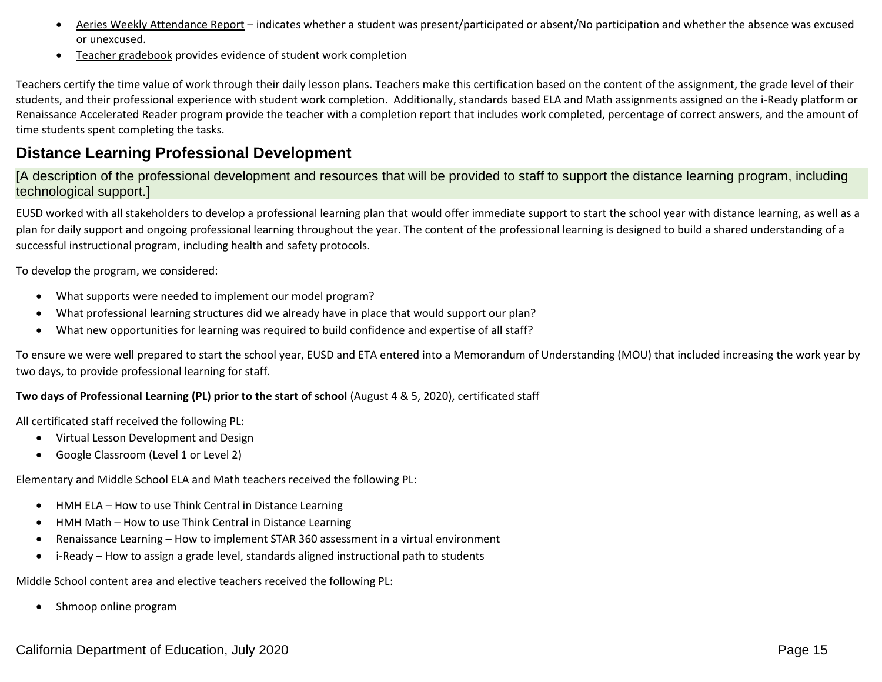- Aeries Weekly Attendance Report – indicates whether a student was present/participated or absent/No participation and whether the absence was excused or unexcused.
- Teacher gradebook provides evidence of student work completion

Teachers certify the time value of work through their daily lesson plans. Teachers make this certification based on the content of the assignment, the grade level of their students, and their professional experience with student work completion. Additionally, standards based ELA and Math assignments assigned on the i-Ready platform or Renaissance Accelerated Reader program provide the teacher with a completion report that includes work completed, percentage of correct answers, and the amount of time students spent completing the tasks.

## Distance Learning Professional Development

[A description of the professional development and resources that will be provided to staff to support the distance learning program, including technological support.]

EUSD worked with all stakeholders to develop a professional learning plan that would offer immediate support to start the school year with distance learning, as well as a plan for daily support and ongoing professional learning throughout the year. The content of the professional learning is designed to build a shared understanding of a successful instructional program, including health and safety protocols.

To develop the program, we considered:

- What supports were needed to implement our model program?
- What professional learning structures did we already have in place that would support our plan?
- What new opportunities for learning was required to build confidence and expertise of all staff?

To ensure we were well prepared to start the school year, EUSD and ETA entered into a Memorandum of Understanding (MOU) that included increasing the work year by two days, to provide professional learning for staff.

**Two days of Professional Learning (PL) prior to the start of school** (August 4 & 5, 2020), certificated staff

All certificated staff received the following PL:

- Virtual Lesson Development and Design
- Google Classroom (Level 1 or Level 2)

Elementary and Middle School ELA and Math teachers received the following PL:

- HMH ELA – How to use Think Central in Distance Learning
- HMH Math – How to use Think Central in Distance Learning
- Renaissance Learning – How to implement STAR 360 assessment in a virtual environment
- i-Ready – How to assign a grade level, standards aligned instructional path to students

Middle School content area and elective teachers received the following PL:

- Shmoop online program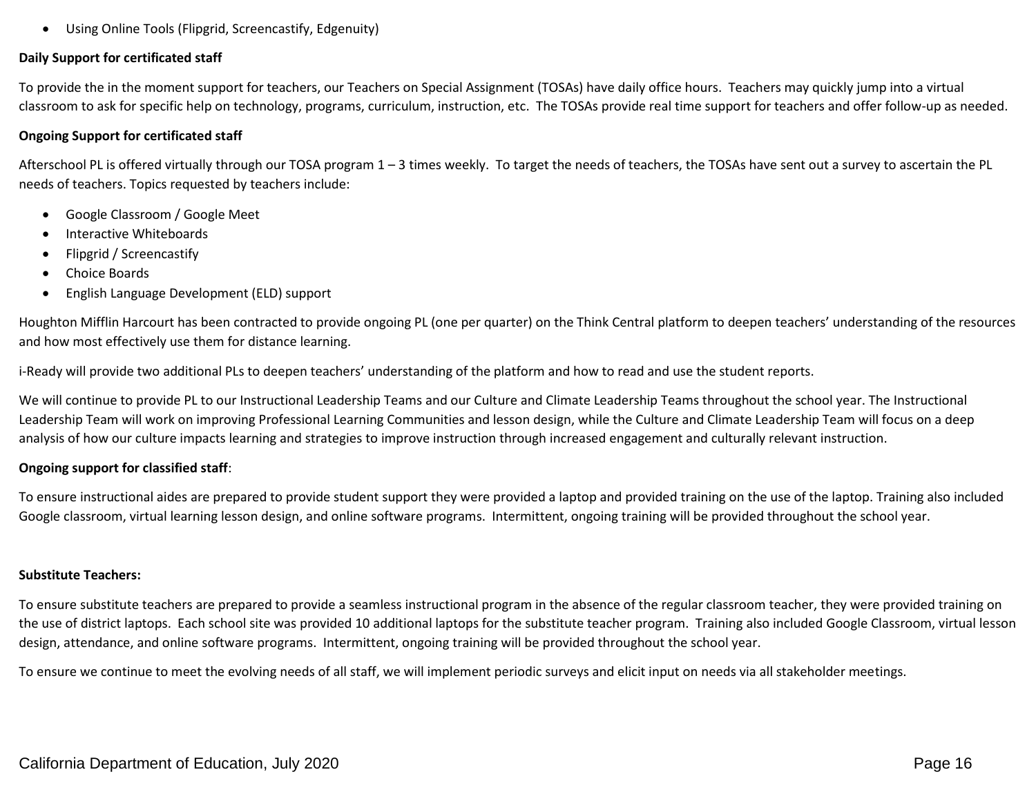- Using Online Tools (Flipgrid, Screencastify, Edgenuity)

**Daily Support for certificated staff**

To provide the in the moment support for teachers, our Teachers on Special Assignment (TOSAs) have daily office hours. Teachers may quickly jump into a virtual classroom to ask for specific help on technology, programs, curriculum, instruction, etc. The TOSAs provide real time support for teachers and offer follow-up as needed.

**Ongoing Support for certificated staff**

Afterschool PL is offered virtually through our TOSA program 1 – 3 times weekly. To target the needs of teachers, the TOSAs have sent out a survey to ascertain the PL needs of teachers. Topics requested by teachers include:

- Google Classroom / Google Meet
- Interactive Whiteboards
- Flipgrid / Screencastify
- Choice Boards
- English Language Development (ELD) support

Houghton Mifflin Harcourt has been contracted to provide ongoing PL (one per quarter) on the Think Central platform to deepen teachers' understanding of the resources and how most effectively use them for distance learning.

i-Ready will provide two additional PLs to deepen teachers' understanding of the platform and how to read and use the student reports.

We will continue to provide PL to our Instructional Leadership Teams and our Culture and Climate Leadership Teams throughout the school year. The Instructional Leadership Team will work on improving Professional Learning Communities and lesson design, while the Culture and Climate Leadership Team will focus on a deep analysis of how our culture impacts learning and strategies to improve instruction through increased engagement and culturally relevant instruction.

**Ongoing support for classified staff**:

To ensure instructional aides are prepared to provide student support they were provided a laptop and provided training on the use of the laptop. Training also included Google classroom, virtual learning lesson design, and online software programs. Intermittent, ongoing training will be provided throughout the school year.

**Substitute Teachers:**

To ensure substitute teachers are prepared to provide a seamless instructional program in the absence of the regular classroom teacher, they were provided training on the use of district laptops. Each school site was provided 10 additional laptops for the substitute teacher program. Training also included Google Classroom, virtual lesson design, attendance, and online software programs. Intermittent, ongoing training will be provided throughout the school year.

To ensure we continue to meet the evolving needs of all staff, we will implement periodic surveys and elicit input on needs via all stakeholder meetings.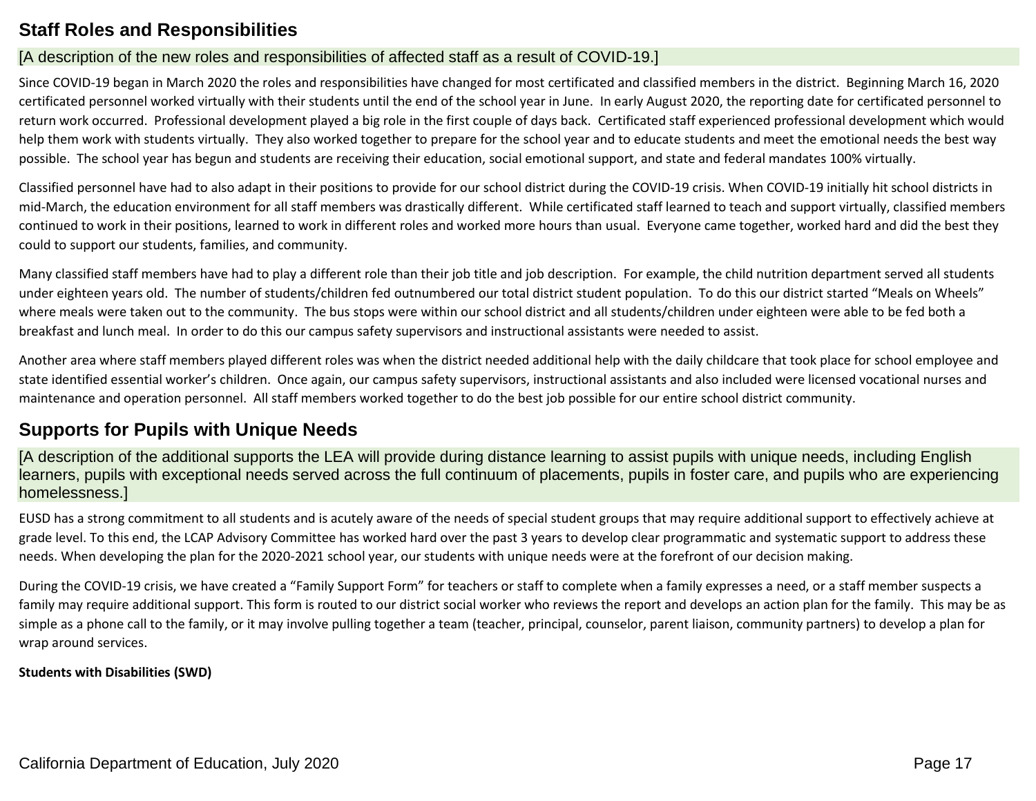## Staff Roles and Responsibilities

[A description of the new roles and responsibilities of affected staff as a result of COVID-19.]

Since COVID-19 began in March 2020 the roles and responsibilities have changed for most certificated and classified members in the district. Beginning March 16, 2020 certificated personnel worked virtually with their students until the end of the school year in June. In early August 2020, the reporting date for certificated personnel to return work occurred. Professional development played a big role in the first couple of days back. Certificated staff experienced professional development which would help them work with students virtually. They also worked together to prepare for the school year and to educate students and meet the emotional needs the best way possible. The school year has begun and students are receiving their education, social emotional support, and state and federal mandates 100% virtually.

Classified personnel have had to also adapt in their positions to provide for our school district during the COVID-19 crisis. When COVID-19 initially hit school districts in mid-March, the education environment for all staff members was drastically different. While certificated staff learned to teach and support virtually, classified members continued to work in their positions, learned to work in different roles and worked more hours than usual. Everyone came together, worked hard and did the best they could to support our students, families, and community.

Many classified staff members have had to play a different role than their job title and job description. For example, the child nutrition department served all students under eighteen years old. The number of students/children fed outnumbered our total district student population. To do this our district started "Meals on Wheels" where meals were taken out to the community. The bus stops were within our school district and all students/children under eighteen were able to be fed both a breakfast and lunch meal. In order to do this our campus safety supervisors and instructional assistants were needed to assist.

Another area where staff members played different roles was when the district needed additional help with the daily childcare that took place for school employee and state identified essential worker's children. Once again, our campus safety supervisors, instructional assistants and also included were licensed vocational nurses and maintenance and operation personnel. All staff members worked together to do the best job possible for our entire school district community.

## Supports for Pupils with Unique Needs

[A description of the additional supports the LEA will provide during distance learning to assist pupils with unique needs, including English learners, pupils with exceptional needs served across the full continuum of placements, pupils in foster care, and pupils who are experiencing homelessness.]

EUSD has a strong commitment to all students and is acutely aware of the needs of special student groups that may require additional support to effectively achieve at grade level. To this end, the LCAP Advisory Committee has worked hard over the past 3 years to develop clear programmatic and systematic support to address these needs. When developing the plan for the 2020-2021 school year, our students with unique needs were at the forefront of our decision making.

During the COVID-19 crisis, we have created a "Family Support Form" for teachers or staff to complete when a family expresses a need, or a staff member suspects a family may require additional support. This form is routed to our district social worker who reviews the report and develops an action plan for the family. This may be as simple as a phone call to the family, or it may involve pulling together a team (teacher, principal, counselor, parent liaison, community partners) to develop a plan for wrap around services.

**Students with Disabilities (SWD)**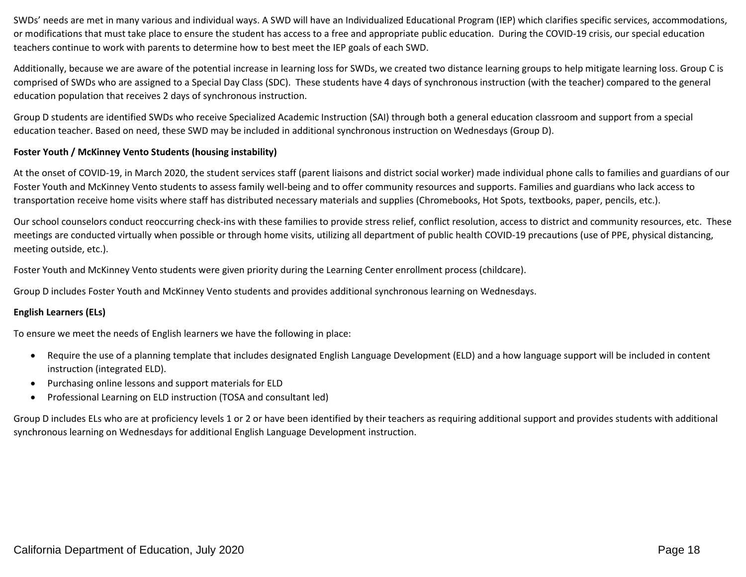SWDs' needs are met in many various and individual ways. A SWD will have an Individualized Educational Program (IEP) which clarifies specific services, accommodations, or modifications that must take place to ensure the student has access to a free and appropriate public education. During the COVID-19 crisis, our special education teachers continue to work with parents to determine how to best meet the IEP goals of each SWD.

Additionally, because we are aware of the potential increase in learning loss for SWDs, we created two distance learning groups to help mitigate learning loss. Group C is comprised of SWDs who are assigned to a Special Day Class (SDC). These students have 4 days of synchronous instruction (with the teacher) compared to the general education population that receives 2 days of synchronous instruction.

Group D students are identified SWDs who receive Specialized Academic Instruction (SAI) through both a general education classroom and support from a special education teacher. Based on need, these SWD may be included in additional synchronous instruction on Wednesdays (Group D).

**Foster Youth / McKinney Vento Students (housing instability)**

At the onset of COVID-19, in March 2020, the student services staff (parent liaisons and district social worker) made individual phone calls to families and guardians of our Foster Youth and McKinney Vento students to assess family well-being and to offer community resources and supports. Families and guardians who lack access to transportation receive home visits where staff has distributed necessary materials and supplies (Chromebooks, Hot Spots, textbooks, paper, pencils, etc.).

Our school counselors conduct reoccurring check-ins with these families to provide stress relief, conflict resolution, access to district and community resources, etc. These meetings are conducted virtually when possible or through home visits, utilizing all department of public health COVID-19 precautions (use of PPE, physical distancing, meeting outside, etc.).

Foster Youth and McKinney Vento students were given priority during the Learning Center enrollment process (childcare).

Group D includes Foster Youth and McKinney Vento students and provides additional synchronous learning on Wednesdays.

**English Learners (ELs)**

To ensure we meet the needs of English learners we have the following in place:

- Require the use of a planning template that includes designated English Language Development (ELD) and a how language support will be included in content instruction (integrated ELD).
- Purchasing online lessons and support materials for ELD
- Professional Learning on ELD instruction (TOSA and consultant led)

Group D includes ELs who are at proficiency levels 1 or 2 or have been identified by their teachers as requiring additional support and provides students with additional synchronous learning on Wednesdays for additional English Language Development instruction.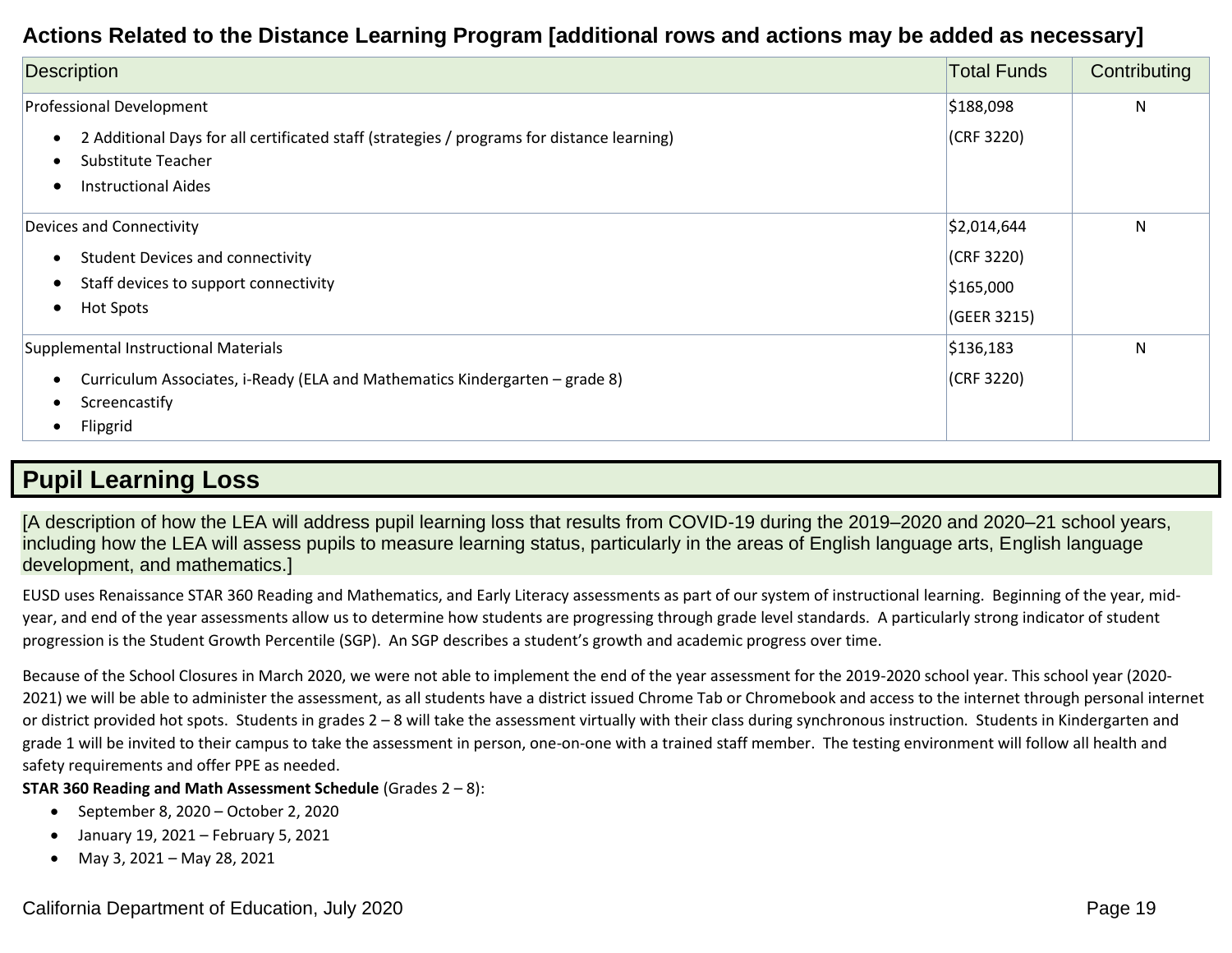### Actions Related to the Distance Learning Program [additional rows and actions may be added as necessary]

| Description | Total Funds | Contributing |
|---|---|---|
| Professional Development<br>• 2 Additional Days for all certificated staff (strategies / programs for distance learning)<br>• Substitute Teacher<br>• Instructional Aides | $188,098<br>(CRF 3220) | N |
| Devices and Connectivity<br>• Student Devices and connectivity<br>• Staff devices to support connectivity<br>• Hot Spots | $2,014,644<br>(CRF 3220)<br>$165,000<br>(GEER 3215) | N |
| Supplemental Instructional Materials<br>• Curriculum Associates, i-Ready (ELA and Mathematics Kindergarten – grade 8)<br>• Screencastify<br>• Flipgrid | $136,183<br>(CRF 3220) | N |

## Pupil Learning Loss

[A description of how the LEA will address pupil learning loss that results from COVID-19 during the 2019–2020 and 2020–21 school years, including how the LEA will assess pupils to measure learning status, particularly in the areas of English language arts, English language development, and mathematics.]

EUSD uses Renaissance STAR 360 Reading and Mathematics, and Early Literacy assessments as part of our system of instructional learning. Beginning of the year, mid-year, and end of the year assessments allow us to determine how students are progressing through grade level standards. A particularly strong indicator of student progression is the Student Growth Percentile (SGP). An SGP describes a student's growth and academic progress over time.

Because of the School Closures in March 2020, we were not able to implement the end of the year assessment for the 2019-2020 school year. This school year (2020-2021) we will be able to administer the assessment, as all students have a district issued Chrome Tab or Chromebook and access to the internet through personal internet or district provided hot spots. Students in grades 2 – 8 will take the assessment virtually with their class during synchronous instruction. Students in Kindergarten and grade 1 will be invited to their campus to take the assessment in person, one-on-one with a trained staff member. The testing environment will follow all health and safety requirements and offer PPE as needed.

**STAR 360 Reading and Math Assessment Schedule** (Grades 2 – 8):

- September 8, 2020 – October 2, 2020
- January 19, 2021 – February 5, 2021
- May 3, 2021 – May 28, 2021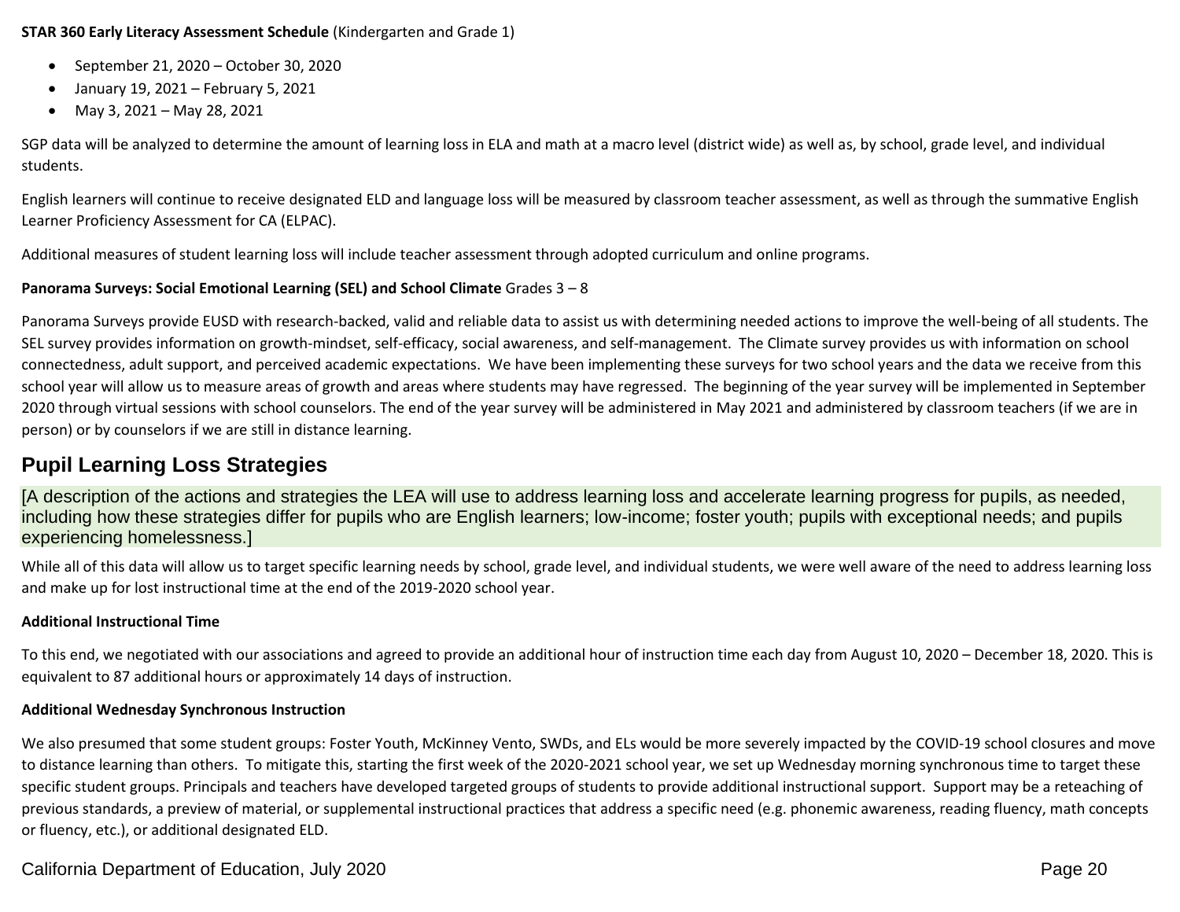**STAR 360 Early Literacy Assessment Schedule** (Kindergarten and Grade 1)

- September 21, 2020 – October 30, 2020
- January 19, 2021 – February 5, 2021
- May 3, 2021 – May 28, 2021

SGP data will be analyzed to determine the amount of learning loss in ELA and math at a macro level (district wide) as well as, by school, grade level, and individual students.

English learners will continue to receive designated ELD and language loss will be measured by classroom teacher assessment, as well as through the summative English Learner Proficiency Assessment for CA (ELPAC).

Additional measures of student learning loss will include teacher assessment through adopted curriculum and online programs.

**Panorama Surveys: Social Emotional Learning (SEL) and School Climate** Grades 3 – 8

Panorama Surveys provide EUSD with research-backed, valid and reliable data to assist us with determining needed actions to improve the well-being of all students. The SEL survey provides information on growth-mindset, self-efficacy, social awareness, and self-management. The Climate survey provides us with information on school connectedness, adult support, and perceived academic expectations. We have been implementing these surveys for two school years and the data we receive from this school year will allow us to measure areas of growth and areas where students may have regressed. The beginning of the year survey will be implemented in September 2020 through virtual sessions with school counselors. The end of the year survey will be administered in May 2021 and administered by classroom teachers (if we are in person) or by counselors if we are still in distance learning.

## Pupil Learning Loss Strategies

[A description of the actions and strategies the LEA will use to address learning loss and accelerate learning progress for pupils, as needed, including how these strategies differ for pupils who are English learners; low-income; foster youth; pupils with exceptional needs; and pupils experiencing homelessness.]

While all of this data will allow us to target specific learning needs by school, grade level, and individual students, we were well aware of the need to address learning loss and make up for lost instructional time at the end of the 2019-2020 school year.

**Additional Instructional Time**

To this end, we negotiated with our associations and agreed to provide an additional hour of instruction time each day from August 10, 2020 – December 18, 2020. This is equivalent to 87 additional hours or approximately 14 days of instruction.

**Additional Wednesday Synchronous Instruction**

We also presumed that some student groups: Foster Youth, McKinney Vento, SWDs, and ELs would be more severely impacted by the COVID-19 school closures and move to distance learning than others. To mitigate this, starting the first week of the 2020-2021 school year, we set up Wednesday morning synchronous time to target these specific student groups. Principals and teachers have developed targeted groups of students to provide additional instructional support. Support may be a reteaching of previous standards, a preview of material, or supplemental instructional practices that address a specific need (e.g. phonemic awareness, reading fluency, math concepts or fluency, etc.), or additional designated ELD.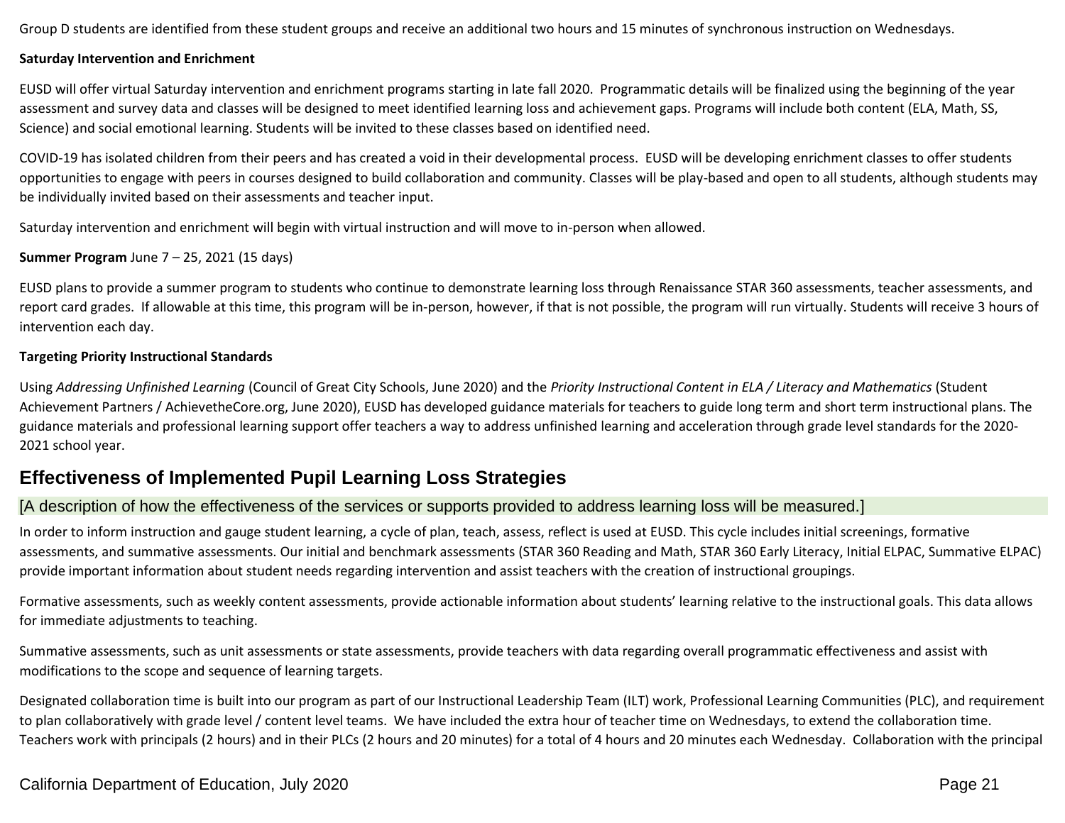Group D students are identified from these student groups and receive an additional two hours and 15 minutes of synchronous instruction on Wednesdays.

**Saturday Intervention and Enrichment**

EUSD will offer virtual Saturday intervention and enrichment programs starting in late fall 2020. Programmatic details will be finalized using the beginning of the year assessment and survey data and classes will be designed to meet identified learning loss and achievement gaps. Programs will include both content (ELA, Math, SS, Science) and social emotional learning. Students will be invited to these classes based on identified need.

COVID-19 has isolated children from their peers and has created a void in their developmental process. EUSD will be developing enrichment classes to offer students opportunities to engage with peers in courses designed to build collaboration and community. Classes will be play-based and open to all students, although students may be individually invited based on their assessments and teacher input.

Saturday intervention and enrichment will begin with virtual instruction and will move to in-person when allowed.

**Summer Program** June 7 – 25, 2021 (15 days)

EUSD plans to provide a summer program to students who continue to demonstrate learning loss through Renaissance STAR 360 assessments, teacher assessments, and report card grades. If allowable at this time, this program will be in-person, however, if that is not possible, the program will run virtually. Students will receive 3 hours of intervention each day.

**Targeting Priority Instructional Standards**

Using *Addressing Unfinished Learning* (Council of Great City Schools, June 2020) and the *Priority Instructional Content in ELA / Literacy and Mathematics* (Student Achievement Partners / AchievetheCore.org, June 2020), EUSD has developed guidance materials for teachers to guide long term and short term instructional plans. The guidance materials and professional learning support offer teachers a way to address unfinished learning and acceleration through grade level standards for the 2020-2021 school year.

## Effectiveness of Implemented Pupil Learning Loss Strategies

[A description of how the effectiveness of the services or supports provided to address learning loss will be measured.]

In order to inform instruction and gauge student learning, a cycle of plan, teach, assess, reflect is used at EUSD. This cycle includes initial screenings, formative assessments, and summative assessments. Our initial and benchmark assessments (STAR 360 Reading and Math, STAR 360 Early Literacy, Initial ELPAC, Summative ELPAC) provide important information about student needs regarding intervention and assist teachers with the creation of instructional groupings.

Formative assessments, such as weekly content assessments, provide actionable information about students' learning relative to the instructional goals. This data allows for immediate adjustments to teaching.

Summative assessments, such as unit assessments or state assessments, provide teachers with data regarding overall programmatic effectiveness and assist with modifications to the scope and sequence of learning targets.

Designated collaboration time is built into our program as part of our Instructional Leadership Team (ILT) work, Professional Learning Communities (PLC), and requirement to plan collaboratively with grade level / content level teams. We have included the extra hour of teacher time on Wednesdays, to extend the collaboration time. Teachers work with principals (2 hours) and in their PLCs (2 hours and 20 minutes) for a total of 4 hours and 20 minutes each Wednesday. Collaboration with the principal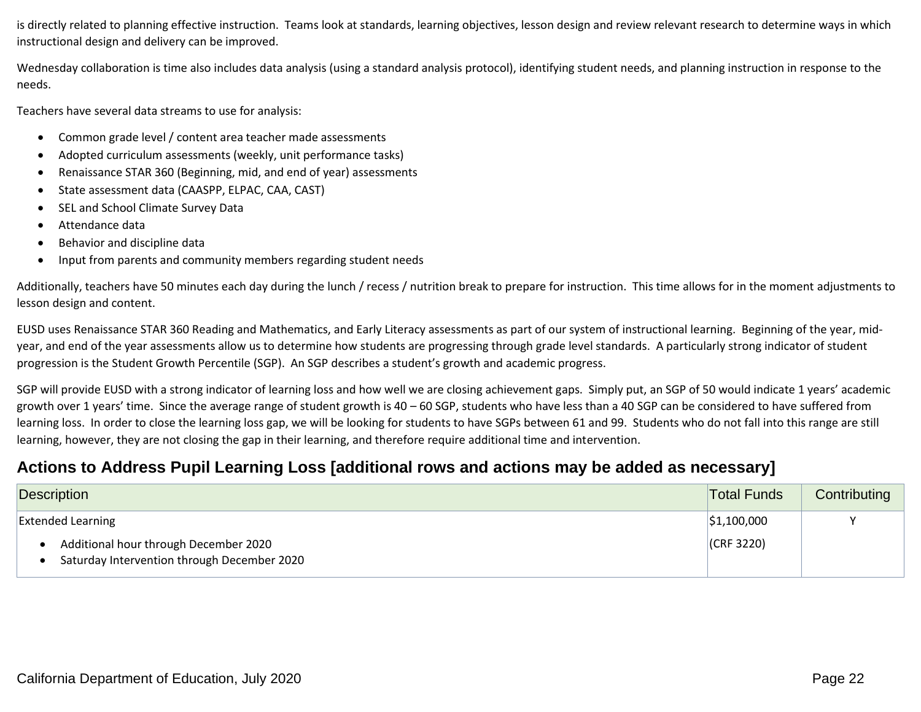is directly related to planning effective instruction. Teams look at standards, learning objectives, lesson design and review relevant research to determine ways in which instructional design and delivery can be improved.

Wednesday collaboration is time also includes data analysis (using a standard analysis protocol), identifying student needs, and planning instruction in response to the needs.

Teachers have several data streams to use for analysis:

- Common grade level / content area teacher made assessments
- Adopted curriculum assessments (weekly, unit performance tasks)
- Renaissance STAR 360 (Beginning, mid, and end of year) assessments
- State assessment data (CAASPP, ELPAC, CAA, CAST)
- SEL and School Climate Survey Data
- Attendance data
- Behavior and discipline data
- Input from parents and community members regarding student needs

Additionally, teachers have 50 minutes each day during the lunch / recess / nutrition break to prepare for instruction. This time allows for in the moment adjustments to lesson design and content.

EUSD uses Renaissance STAR 360 Reading and Mathematics, and Early Literacy assessments as part of our system of instructional learning. Beginning of the year, mid-year, and end of the year assessments allow us to determine how students are progressing through grade level standards. A particularly strong indicator of student progression is the Student Growth Percentile (SGP). An SGP describes a student's growth and academic progress.

SGP will provide EUSD with a strong indicator of learning loss and how well we are closing achievement gaps. Simply put, an SGP of 50 would indicate 1 years' academic growth over 1 years' time. Since the average range of student growth is 40 – 60 SGP, students who have less than a 40 SGP can be considered to have suffered from learning loss. In order to close the learning loss gap, we will be looking for students to have SGPs between 61 and 99. Students who do not fall into this range are still learning, however, they are not closing the gap in their learning, and therefore require additional time and intervention.

## Actions to Address Pupil Learning Loss [additional rows and actions may be added as necessary]

| Description | Total Funds | Contributing |
|---|---|---|
| Extended Learning<br>• Additional hour through December 2020<br>• Saturday Intervention through December 2020 | $1,100,000<br>(CRF 3220) | Y |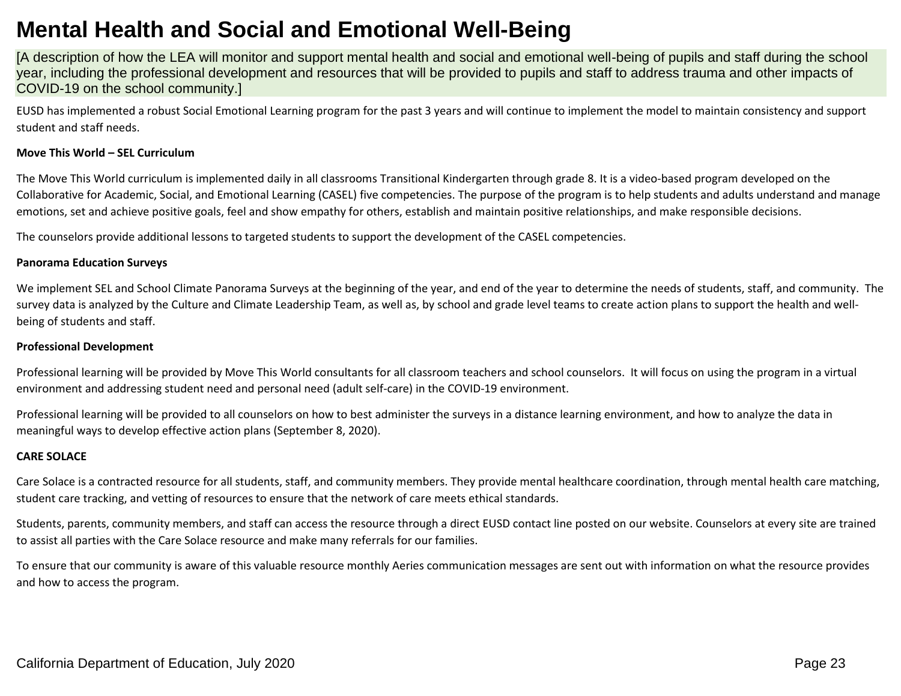# Mental Health and Social and Emotional Well-Being

[A description of how the LEA will monitor and support mental health and social and emotional well-being of pupils and staff during the school year, including the professional development and resources that will be provided to pupils and staff to address trauma and other impacts of COVID-19 on the school community.]

EUSD has implemented a robust Social Emotional Learning program for the past 3 years and will continue to implement the model to maintain consistency and support student and staff needs.

**Move This World – SEL Curriculum**

The Move This World curriculum is implemented daily in all classrooms Transitional Kindergarten through grade 8. It is a video-based program developed on the Collaborative for Academic, Social, and Emotional Learning (CASEL) five competencies. The purpose of the program is to help students and adults understand and manage emotions, set and achieve positive goals, feel and show empathy for others, establish and maintain positive relationships, and make responsible decisions.

The counselors provide additional lessons to targeted students to support the development of the CASEL competencies.

**Panorama Education Surveys**

We implement SEL and School Climate Panorama Surveys at the beginning of the year, and end of the year to determine the needs of students, staff, and community. The survey data is analyzed by the Culture and Climate Leadership Team, as well as, by school and grade level teams to create action plans to support the health and well-being of students and staff.

**Professional Development**

Professional learning will be provided by Move This World consultants for all classroom teachers and school counselors. It will focus on using the program in a virtual environment and addressing student need and personal need (adult self-care) in the COVID-19 environment.

Professional learning will be provided to all counselors on how to best administer the surveys in a distance learning environment, and how to analyze the data in meaningful ways to develop effective action plans (September 8, 2020).

**CARE SOLACE**

Care Solace is a contracted resource for all students, staff, and community members. They provide mental healthcare coordination, through mental health care matching, student care tracking, and vetting of resources to ensure that the network of care meets ethical standards.

Students, parents, community members, and staff can access the resource through a direct EUSD contact line posted on our website. Counselors at every site are trained to assist all parties with the Care Solace resource and make many referrals for our families.

To ensure that our community is aware of this valuable resource monthly Aeries communication messages are sent out with information on what the resource provides and how to access the program.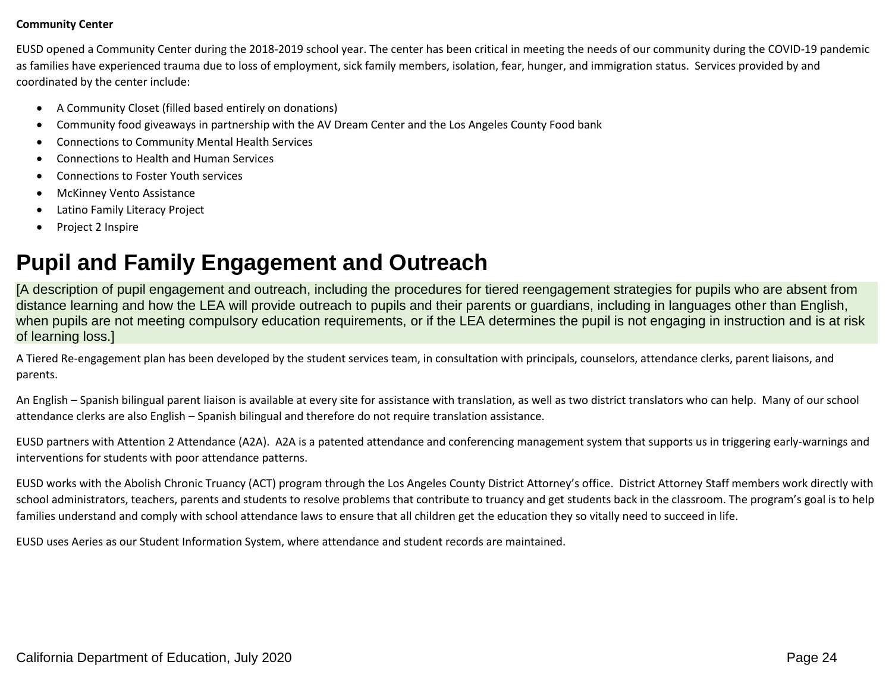**Community Center**

EUSD opened a Community Center during the 2018-2019 school year. The center has been critical in meeting the needs of our community during the COVID-19 pandemic as families have experienced trauma due to loss of employment, sick family members, isolation, fear, hunger, and immigration status. Services provided by and coordinated by the center include:

- A Community Closet (filled based entirely on donations)
- Community food giveaways in partnership with the AV Dream Center and the Los Angeles County Food bank
- Connections to Community Mental Health Services
- Connections to Health and Human Services
- Connections to Foster Youth services
- McKinney Vento Assistance
- Latino Family Literacy Project
- Project 2 Inspire

# Pupil and Family Engagement and Outreach

[A description of pupil engagement and outreach, including the procedures for tiered reengagement strategies for pupils who are absent from distance learning and how the LEA will provide outreach to pupils and their parents or guardians, including in languages other than English, when pupils are not meeting compulsory education requirements, or if the LEA determines the pupil is not engaging in instruction and is at risk of learning loss.]

A Tiered Re-engagement plan has been developed by the student services team, in consultation with principals, counselors, attendance clerks, parent liaisons, and parents.

An English – Spanish bilingual parent liaison is available at every site for assistance with translation, as well as two district translators who can help. Many of our school attendance clerks are also English – Spanish bilingual and therefore do not require translation assistance.

EUSD partners with Attention 2 Attendance (A2A). A2A is a patented attendance and conferencing management system that supports us in triggering early-warnings and interventions for students with poor attendance patterns.

EUSD works with the Abolish Chronic Truancy (ACT) program through the Los Angeles County District Attorney's office. District Attorney Staff members work directly with school administrators, teachers, parents and students to resolve problems that contribute to truancy and get students back in the classroom. The program's goal is to help families understand and comply with school attendance laws to ensure that all children get the education they so vitally need to succeed in life.

EUSD uses Aeries as our Student Information System, where attendance and student records are maintained.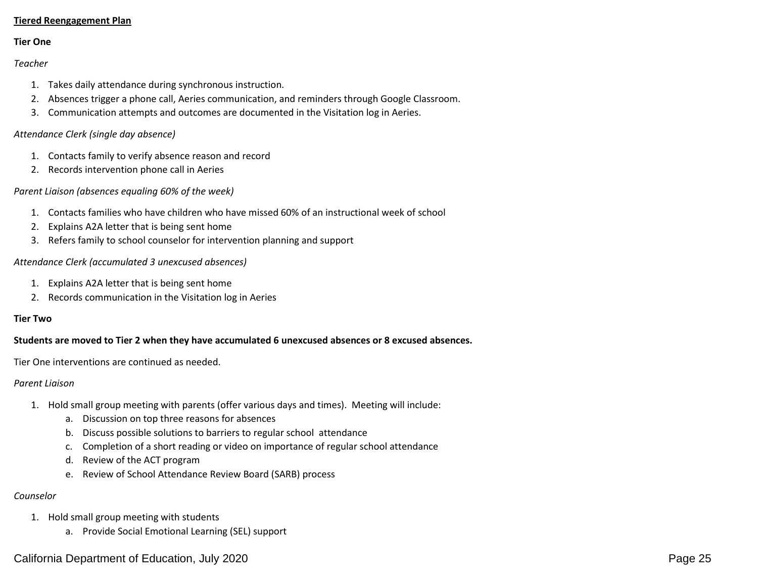**Tiered Reengagement Plan**

**Tier One**

*Teacher*

1. Takes daily attendance during synchronous instruction.
2. Absences trigger a phone call, Aeries communication, and reminders through Google Classroom.
3. Communication attempts and outcomes are documented in the Visitation log in Aeries.

*Attendance Clerk (single day absence)*

1. Contacts family to verify absence reason and record
2. Records intervention phone call in Aeries

*Parent Liaison (absences equaling 60% of the week)*

1. Contacts families who have children who have missed 60% of an instructional week of school
2. Explains A2A letter that is being sent home
3. Refers family to school counselor for intervention planning and support

*Attendance Clerk (accumulated 3 unexcused absences)*

1. Explains A2A letter that is being sent home
2. Records communication in the Visitation log in Aeries

**Tier Two**

**Students are moved to Tier 2 when they have accumulated 6 unexcused absences or 8 excused absences.**

Tier One interventions are continued as needed.

*Parent Liaison*

1. Hold small group meeting with parents (offer various days and times). Meeting will include:
   a. Discussion on top three reasons for absences
   b. Discuss possible solutions to barriers to regular school attendance
   c. Completion of a short reading or video on importance of regular school attendance
   d. Review of the ACT program
   e. Review of School Attendance Review Board (SARB) process

*Counselor*

1. Hold small group meeting with students
   a. Provide Social Emotional Learning (SEL) support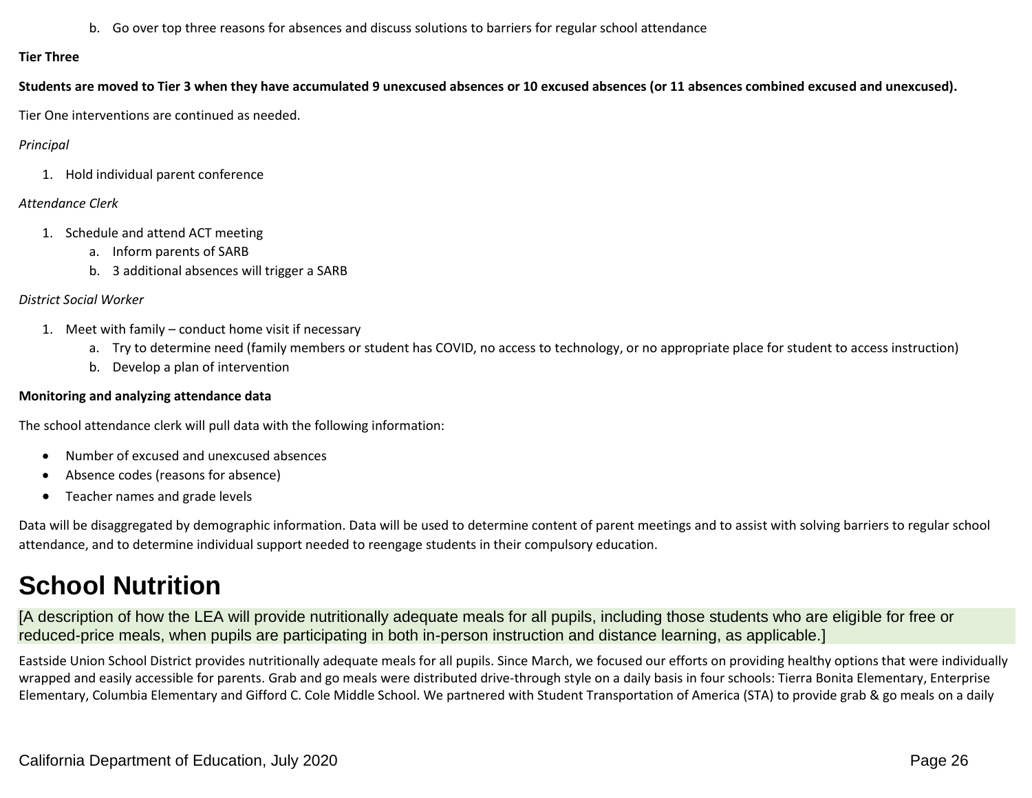b. Go over top three reasons for absences and discuss solutions to barriers for regular school attendance

**Tier Three**

**Students are moved to Tier 3 when they have accumulated 9 unexcused absences or 10 excused absences (or 11 absences combined excused and unexcused).**

Tier One interventions are continued as needed.

*Principal*

1. Hold individual parent conference

*Attendance Clerk*

1. Schedule and attend ACT meeting
    a. Inform parents of SARB
    b. 3 additional absences will trigger a SARB

*District Social Worker*

1. Meet with family – conduct home visit if necessary
    a. Try to determine need (family members or student has COVID, no access to technology, or no appropriate place for student to access instruction)
    b. Develop a plan of intervention

**Monitoring and analyzing attendance data**

The school attendance clerk will pull data with the following information:

- Number of excused and unexcused absences
- Absence codes (reasons for absence)
- Teacher names and grade levels

Data will be disaggregated by demographic information. Data will be used to determine content of parent meetings and to assist with solving barriers to regular school attendance, and to determine individual support needed to reengage students in their compulsory education.

# School Nutrition

[A description of how the LEA will provide nutritionally adequate meals for all pupils, including those students who are eligible for free or reduced-price meals, when pupils are participating in both in-person instruction and distance learning, as applicable.]

Eastside Union School District provides nutritionally adequate meals for all pupils. Since March, we focused our efforts on providing healthy options that were individually wrapped and easily accessible for parents. Grab and go meals were distributed drive-through style on a daily basis in four schools: Tierra Bonita Elementary, Enterprise Elementary, Columbia Elementary and Gifford C. Cole Middle School. We partnered with Student Transportation of America (STA) to provide grab & go meals on a daily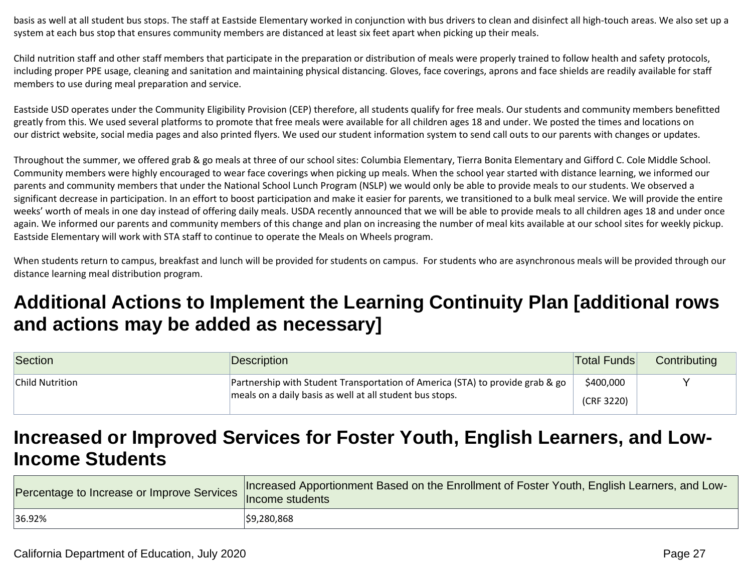basis as well at all student bus stops. The staff at Eastside Elementary worked in conjunction with bus drivers to clean and disinfect all high-touch areas. We also set up a system at each bus stop that ensures community members are distanced at least six feet apart when picking up their meals.

Child nutrition staff and other staff members that participate in the preparation or distribution of meals were properly trained to follow health and safety protocols, including proper PPE usage, cleaning and sanitation and maintaining physical distancing. Gloves, face coverings, aprons and face shields are readily available for staff members to use during meal preparation and service.

Eastside USD operates under the Community Eligibility Provision (CEP) therefore, all students qualify for free meals. Our students and community members benefitted greatly from this. We used several platforms to promote that free meals were available for all children ages 18 and under. We posted the times and locations on our district website, social media pages and also printed flyers. We used our student information system to send call outs to our parents with changes or updates.

Throughout the summer, we offered grab & go meals at three of our school sites: Columbia Elementary, Tierra Bonita Elementary and Gifford C. Cole Middle School. Community members were highly encouraged to wear face coverings when picking up meals. When the school year started with distance learning, we informed our parents and community members that under the National School Lunch Program (NSLP) we would only be able to provide meals to our students. We observed a significant decrease in participation. In an effort to boost participation and make it easier for parents, we transitioned to a bulk meal service. We will provide the entire weeks' worth of meals in one day instead of offering daily meals. USDA recently announced that we will be able to provide meals to all children ages 18 and under once again. We informed our parents and community members of this change and plan on increasing the number of meal kits available at our school sites for weekly pickup. Eastside Elementary will work with STA staff to continue to operate the Meals on Wheels program.

When students return to campus, breakfast and lunch will be provided for students on campus. For students who are asynchronous meals will be provided through our distance learning meal distribution program.

# Additional Actions to Implement the Learning Continuity Plan [additional rows and actions may be added as necessary]

| Section | Description | Total Funds | Contributing |
|---|---|---|---|
| Child Nutrition | Partnership with Student Transportation of America (STA) to provide grab & go meals on a daily basis as well at all student bus stops. | $400,000 (CRF 3220) | Y |

# Increased or Improved Services for Foster Youth, English Learners, and Low-Income Students

| Percentage to Increase or Improve Services | Increased Apportionment Based on the Enrollment of Foster Youth, English Learners, and Low-Income students |
|---|---|
| 36.92% | $9,280,868 |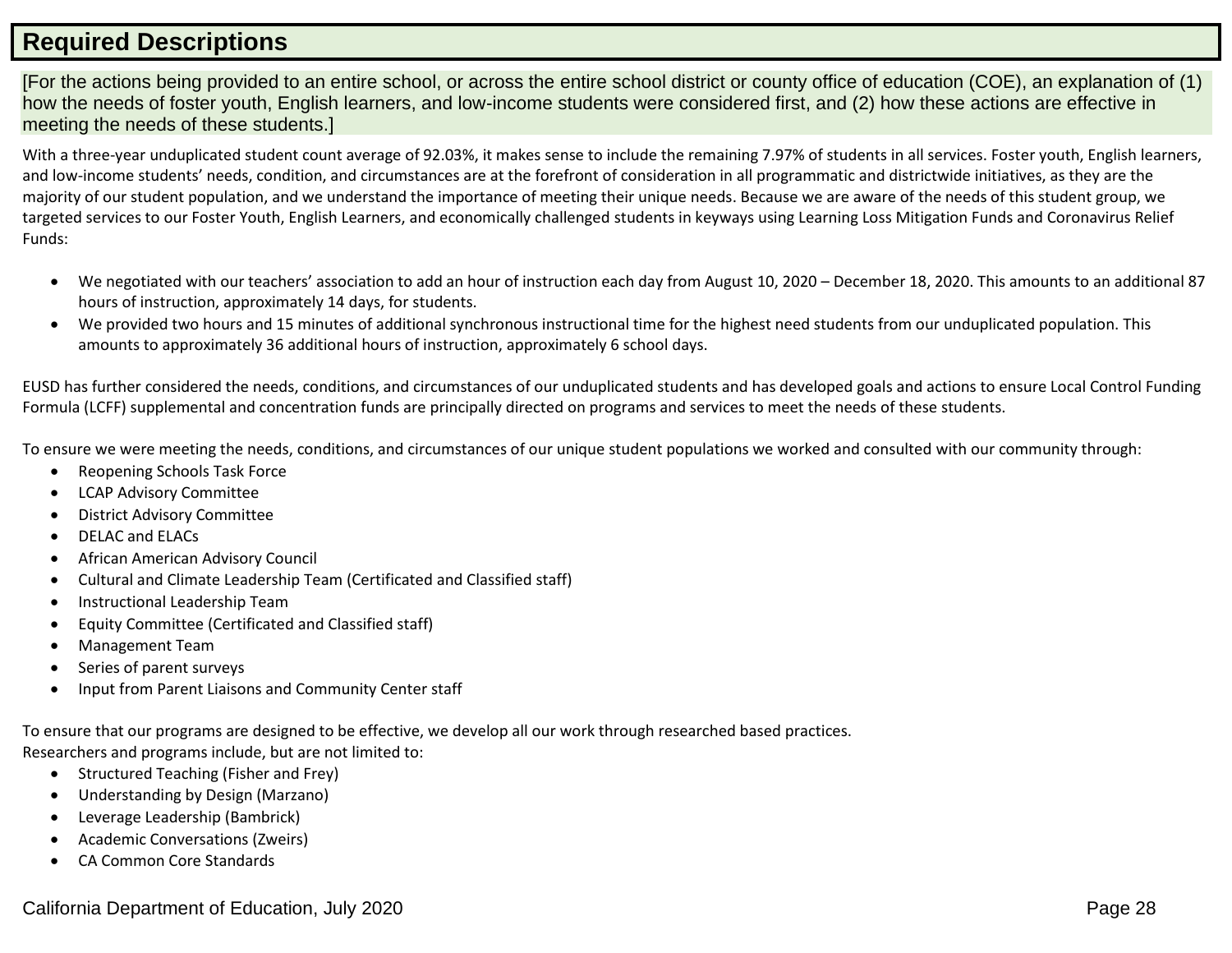## Required Descriptions

[For the actions being provided to an entire school, or across the entire school district or county office of education (COE), an explanation of (1) how the needs of foster youth, English learners, and low-income students were considered first, and (2) how these actions are effective in meeting the needs of these students.]

With a three-year unduplicated student count average of 92.03%, it makes sense to include the remaining 7.97% of students in all services. Foster youth, English learners, and low-income students' needs, condition, and circumstances are at the forefront of consideration in all programmatic and districtwide initiatives, as they are the majority of our student population, and we understand the importance of meeting their unique needs. Because we are aware of the needs of this student group, we targeted services to our Foster Youth, English Learners, and economically challenged students in keyways using Learning Loss Mitigation Funds and Coronavirus Relief Funds:

- We negotiated with our teachers' association to add an hour of instruction each day from August 10, 2020 – December 18, 2020. This amounts to an additional 87 hours of instruction, approximately 14 days, for students.
- We provided two hours and 15 minutes of additional synchronous instructional time for the highest need students from our unduplicated population. This amounts to approximately 36 additional hours of instruction, approximately 6 school days.

EUSD has further considered the needs, conditions, and circumstances of our unduplicated students and has developed goals and actions to ensure Local Control Funding Formula (LCFF) supplemental and concentration funds are principally directed on programs and services to meet the needs of these students.

To ensure we were meeting the needs, conditions, and circumstances of our unique student populations we worked and consulted with our community through:

- Reopening Schools Task Force
- LCAP Advisory Committee
- District Advisory Committee
- DELAC and ELACs
- African American Advisory Council
- Cultural and Climate Leadership Team (Certificated and Classified staff)
- Instructional Leadership Team
- Equity Committee (Certificated and Classified staff)
- Management Team
- Series of parent surveys
- Input from Parent Liaisons and Community Center staff

To ensure that our programs are designed to be effective, we develop all our work through researched based practices.
Researchers and programs include, but are not limited to:

- Structured Teaching (Fisher and Frey)
- Understanding by Design (Marzano)
- Leverage Leadership (Bambrick)
- Academic Conversations (Zweirs)
- CA Common Core Standards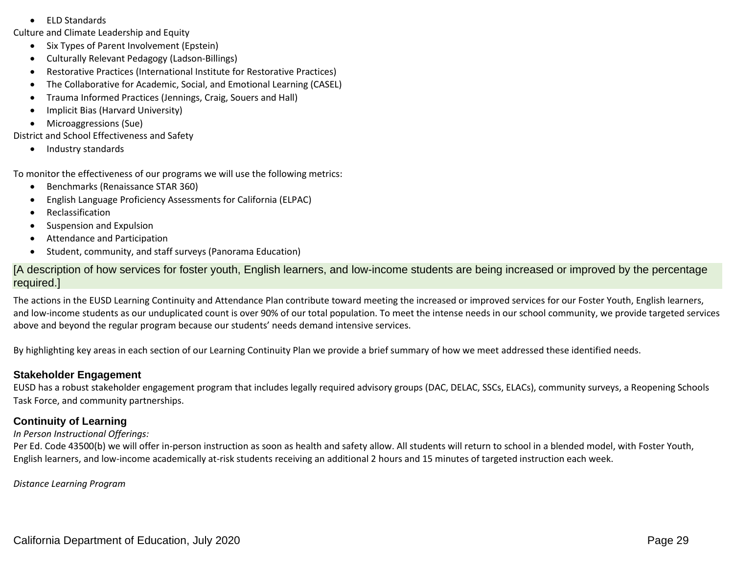- ELD Standards

Culture and Climate Leadership and Equity

- Six Types of Parent Involvement (Epstein)
- Culturally Relevant Pedagogy (Ladson-Billings)
- Restorative Practices (International Institute for Restorative Practices)
- The Collaborative for Academic, Social, and Emotional Learning (CASEL)
- Trauma Informed Practices (Jennings, Craig, Souers and Hall)
- Implicit Bias (Harvard University)
- Microaggressions (Sue)

District and School Effectiveness and Safety

- Industry standards

To monitor the effectiveness of our programs we will use the following metrics:

- Benchmarks (Renaissance STAR 360)
- English Language Proficiency Assessments for California (ELPAC)
- Reclassification
- Suspension and Expulsion
- Attendance and Participation
- Student, community, and staff surveys (Panorama Education)

[A description of how services for foster youth, English learners, and low-income students are being increased or improved by the percentage required.]

The actions in the EUSD Learning Continuity and Attendance Plan contribute toward meeting the increased or improved services for our Foster Youth, English learners, and low-income students as our unduplicated count is over 90% of our total population. To meet the intense needs in our school community, we provide targeted services above and beyond the regular program because our students' needs demand intensive services.

By highlighting key areas in each section of our Learning Continuity Plan we provide a brief summary of how we meet addressed these identified needs.

### Stakeholder Engagement

EUSD has a robust stakeholder engagement program that includes legally required advisory groups (DAC, DELAC, SSCs, ELACs), community surveys, a Reopening Schools Task Force, and community partnerships.

### Continuity of Learning

*In Person Instructional Offerings:*

Per Ed. Code 43500(b) we will offer in-person instruction as soon as health and safety allow. All students will return to school in a blended model, with Foster Youth, English learners, and low-income academically at-risk students receiving an additional 2 hours and 15 minutes of targeted instruction each week.

*Distance Learning Program*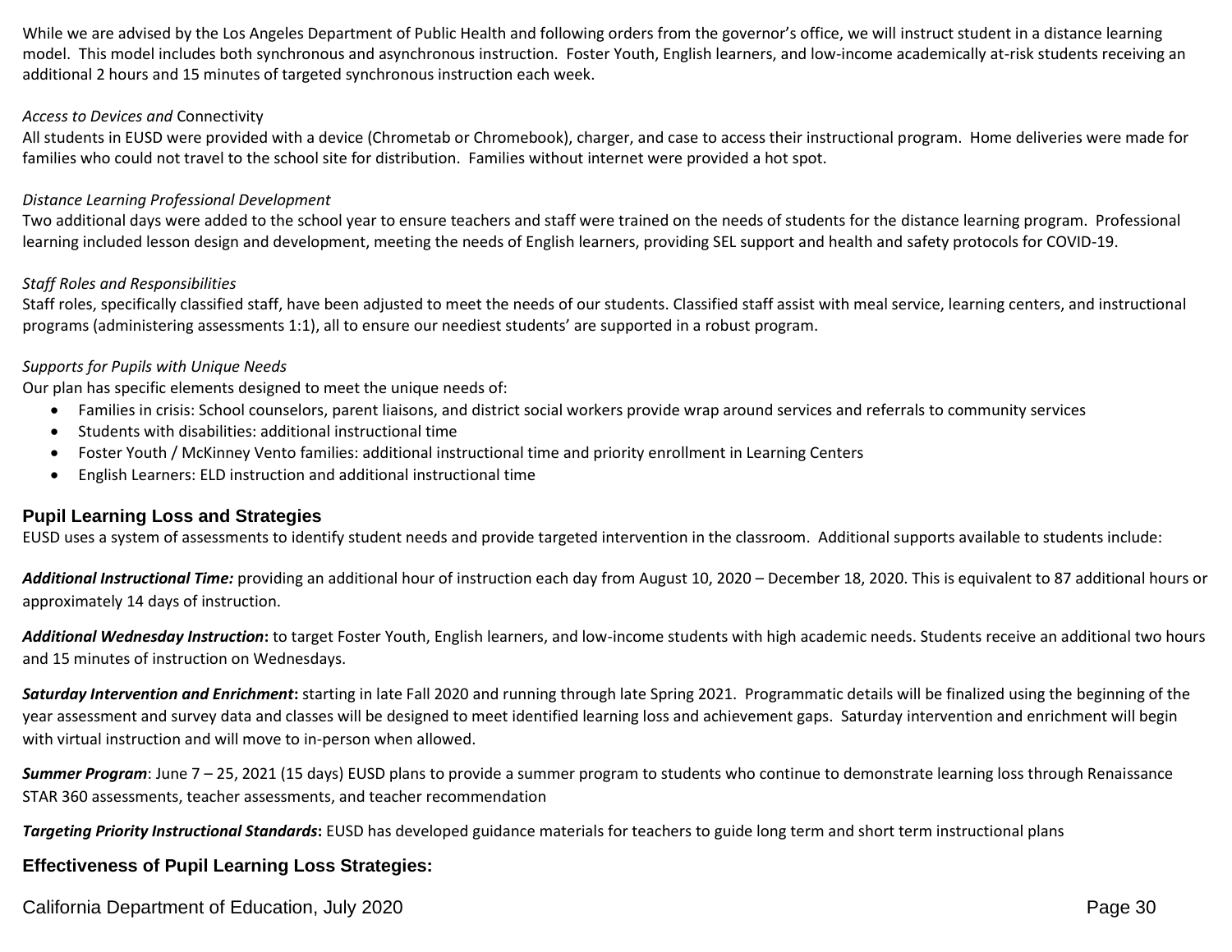While we are advised by the Los Angeles Department of Public Health and following orders from the governor's office, we will instruct student in a distance learning model. This model includes both synchronous and asynchronous instruction. Foster Youth, English learners, and low-income academically at-risk students receiving an additional 2 hours and 15 minutes of targeted synchronous instruction each week.

*Access to Devices and* Connectivity

All students in EUSD were provided with a device (Chrometab or Chromebook), charger, and case to access their instructional program. Home deliveries were made for families who could not travel to the school site for distribution. Families without internet were provided a hot spot.

*Distance Learning Professional Development*

Two additional days were added to the school year to ensure teachers and staff were trained on the needs of students for the distance learning program. Professional learning included lesson design and development, meeting the needs of English learners, providing SEL support and health and safety protocols for COVID-19.

*Staff Roles and Responsibilities*

Staff roles, specifically classified staff, have been adjusted to meet the needs of our students. Classified staff assist with meal service, learning centers, and instructional programs (administering assessments 1:1), all to ensure our neediest students' are supported in a robust program.

*Supports for Pupils with Unique Needs*

Our plan has specific elements designed to meet the unique needs of:

- Families in crisis: School counselors, parent liaisons, and district social workers provide wrap around services and referrals to community services
- Students with disabilities: additional instructional time
- Foster Youth / McKinney Vento families: additional instructional time and priority enrollment in Learning Centers
- English Learners: ELD instruction and additional instructional time

## Pupil Learning Loss and Strategies

EUSD uses a system of assessments to identify student needs and provide targeted intervention in the classroom. Additional supports available to students include:

***Additional Instructional Time:*** providing an additional hour of instruction each day from August 10, 2020 – December 18, 2020. This is equivalent to 87 additional hours or approximately 14 days of instruction.

***Additional Wednesday Instruction*:** to target Foster Youth, English learners, and low-income students with high academic needs. Students receive an additional two hours and 15 minutes of instruction on Wednesdays.

***Saturday Intervention and Enrichment*:** starting in late Fall 2020 and running through late Spring 2021. Programmatic details will be finalized using the beginning of the year assessment and survey data and classes will be designed to meet identified learning loss and achievement gaps. Saturday intervention and enrichment will begin with virtual instruction and will move to in-person when allowed.

***Summer Program***: June 7 – 25, 2021 (15 days) EUSD plans to provide a summer program to students who continue to demonstrate learning loss through Renaissance STAR 360 assessments, teacher assessments, and teacher recommendation

***Targeting Priority Instructional Standards*:** EUSD has developed guidance materials for teachers to guide long term and short term instructional plans

## Effectiveness of Pupil Learning Loss Strategies: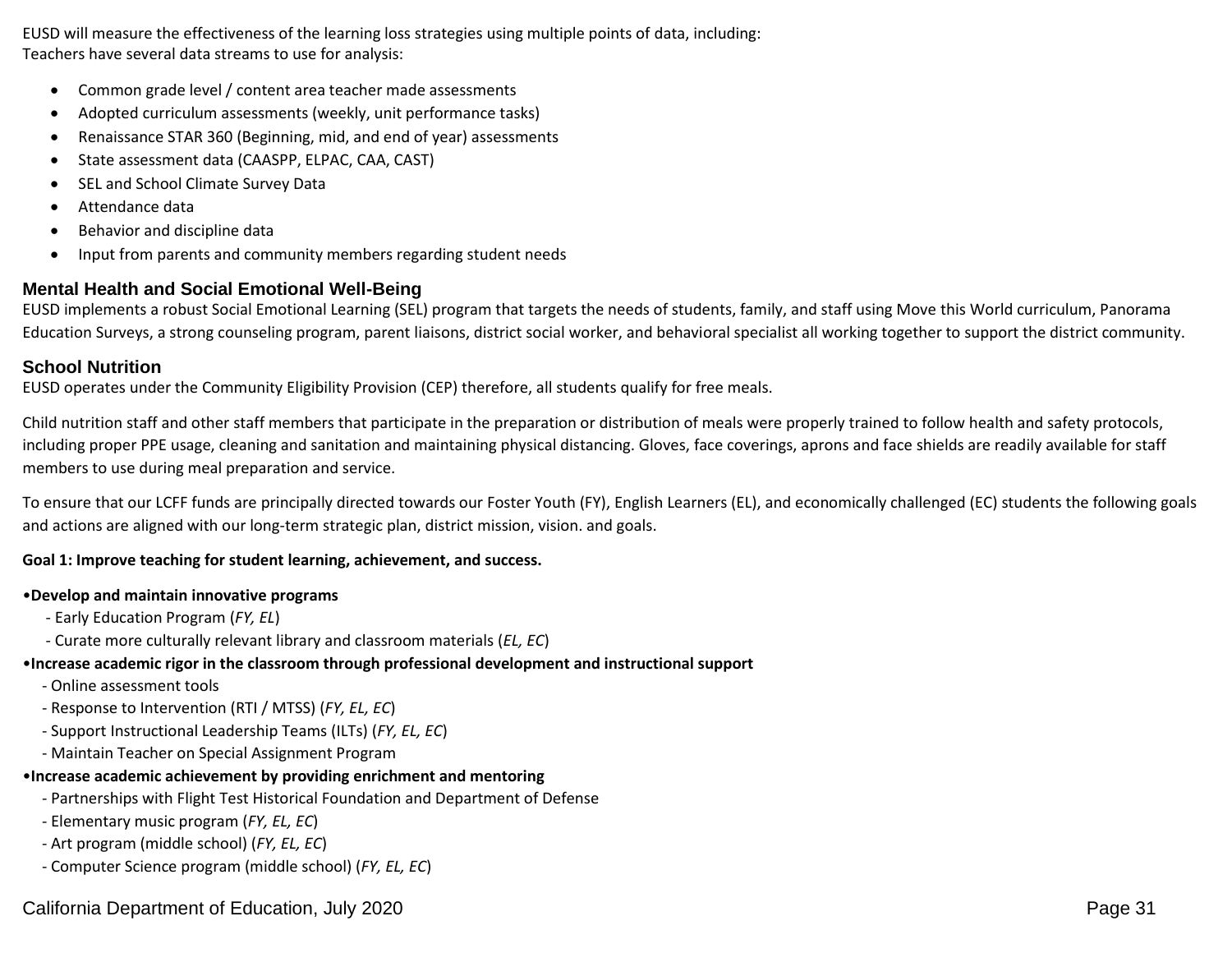EUSD will measure the effectiveness of the learning loss strategies using multiple points of data, including:
Teachers have several data streams to use for analysis:

- Common grade level / content area teacher made assessments
- Adopted curriculum assessments (weekly, unit performance tasks)
- Renaissance STAR 360 (Beginning, mid, and end of year) assessments
- State assessment data (CAASPP, ELPAC, CAA, CAST)
- SEL and School Climate Survey Data
- Attendance data
- Behavior and discipline data
- Input from parents and community members regarding student needs

## Mental Health and Social Emotional Well-Being

EUSD implements a robust Social Emotional Learning (SEL) program that targets the needs of students, family, and staff using Move this World curriculum, Panorama Education Surveys, a strong counseling program, parent liaisons, district social worker, and behavioral specialist all working together to support the district community.

## School Nutrition

EUSD operates under the Community Eligibility Provision (CEP) therefore, all students qualify for free meals.

Child nutrition staff and other staff members that participate in the preparation or distribution of meals were properly trained to follow health and safety protocols, including proper PPE usage, cleaning and sanitation and maintaining physical distancing. Gloves, face coverings, aprons and face shields are readily available for staff members to use during meal preparation and service.

To ensure that our LCFF funds are principally directed towards our Foster Youth (FY), English Learners (EL), and economically challenged (EC) students the following goals and actions are aligned with our long-term strategic plan, district mission, vision. and goals.

**Goal 1: Improve teaching for student learning, achievement, and success.**

•**Develop and maintain innovative programs**
- Early Education Program (*FY, EL*)
- Curate more culturally relevant library and classroom materials (*EL, EC*)

•**Increase academic rigor in the classroom through professional development and instructional support**
- Online assessment tools
- Response to Intervention (RTI / MTSS) (*FY, EL, EC*)
- Support Instructional Leadership Teams (ILTs) (*FY, EL, EC*)
- Maintain Teacher on Special Assignment Program

•**Increase academic achievement by providing enrichment and mentoring**
- Partnerships with Flight Test Historical Foundation and Department of Defense
- Elementary music program (*FY, EL, EC*)
- Art program (middle school) (*FY, EL, EC*)
- Computer Science program (middle school) (*FY, EL, EC*)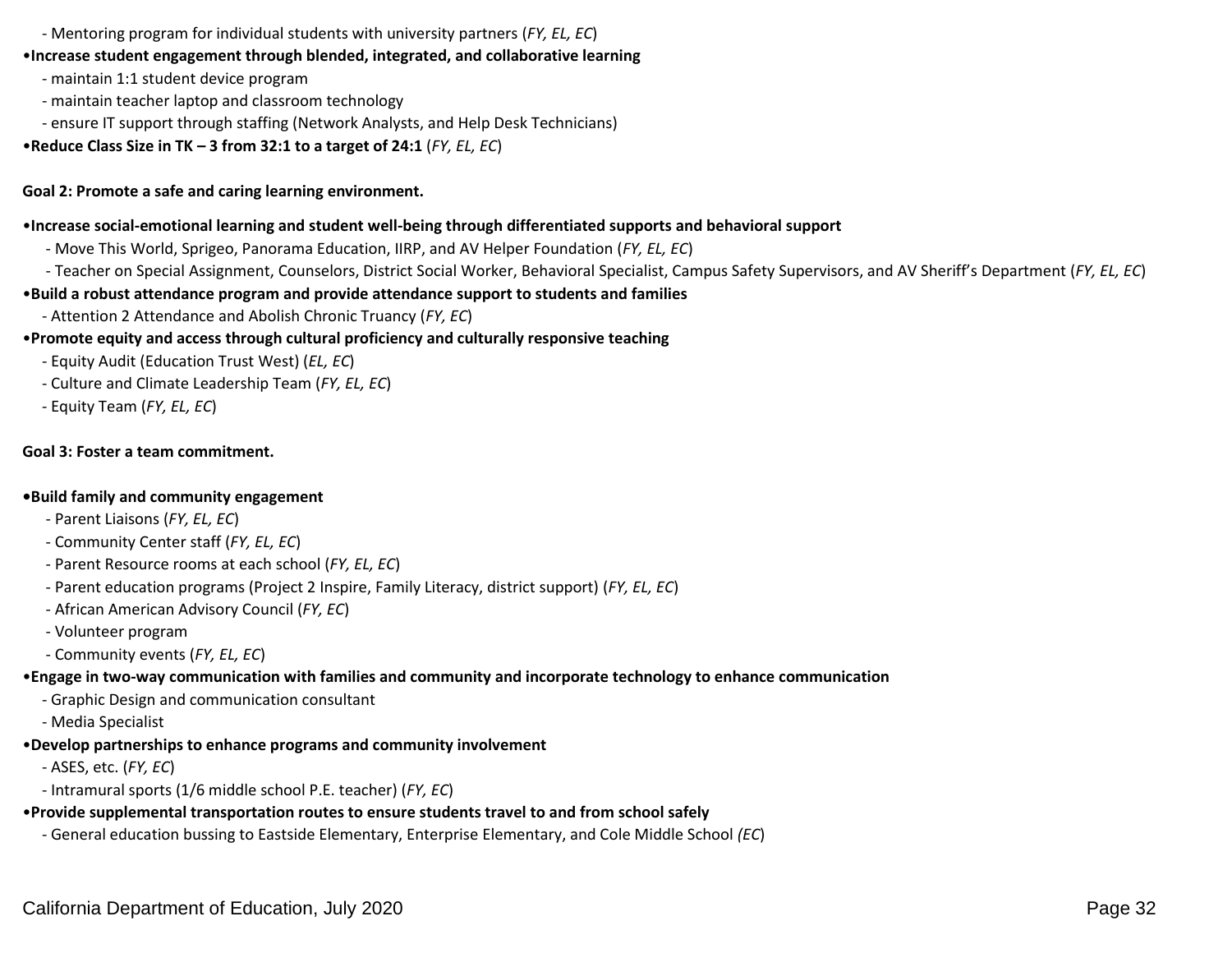- Mentoring program for individual students with university partners (*FY, EL, EC*)

•**Increase student engagement through blended, integrated, and collaborative learning**

- maintain 1:1 student device program
- maintain teacher laptop and classroom technology
- ensure IT support through staffing (Network Analysts, and Help Desk Technicians)

•**Reduce Class Size in TK – 3 from 32:1 to a target of 24:1** (*FY, EL, EC*)

**Goal 2: Promote a safe and caring learning environment.**

•**Increase social-emotional learning and student well-being through differentiated supports and behavioral support**

- Move This World, Sprigeo, Panorama Education, IIRP, and AV Helper Foundation (*FY, EL, EC*)
- Teacher on Special Assignment, Counselors, District Social Worker, Behavioral Specialist, Campus Safety Supervisors, and AV Sheriff's Department (*FY, EL, EC*)

•**Build a robust attendance program and provide attendance support to students and families**

- Attention 2 Attendance and Abolish Chronic Truancy (*FY, EC*)

•**Promote equity and access through cultural proficiency and culturally responsive teaching**

- Equity Audit (Education Trust West) (*EL, EC*)
- Culture and Climate Leadership Team (*FY, EL, EC*)
- Equity Team (*FY, EL, EC*)

**Goal 3: Foster a team commitment.**

•**Build family and community engagement**

- Parent Liaisons (*FY, EL, EC*)
- Community Center staff (*FY, EL, EC*)
- Parent Resource rooms at each school (*FY, EL, EC*)
- Parent education programs (Project 2 Inspire, Family Literacy, district support) (*FY, EL, EC*)
- African American Advisory Council (*FY, EC*)
- Volunteer program
- Community events (*FY, EL, EC*)

•**Engage in two-way communication with families and community and incorporate technology to enhance communication**

- Graphic Design and communication consultant
- Media Specialist

•**Develop partnerships to enhance programs and community involvement**

- ASES, etc. (*FY, EC*)
- Intramural sports (1/6 middle school P.E. teacher) (*FY, EC*)

•**Provide supplemental transportation routes to ensure students travel to and from school safely**

- General education bussing to Eastside Elementary, Enterprise Elementary, and Cole Middle School *(EC*)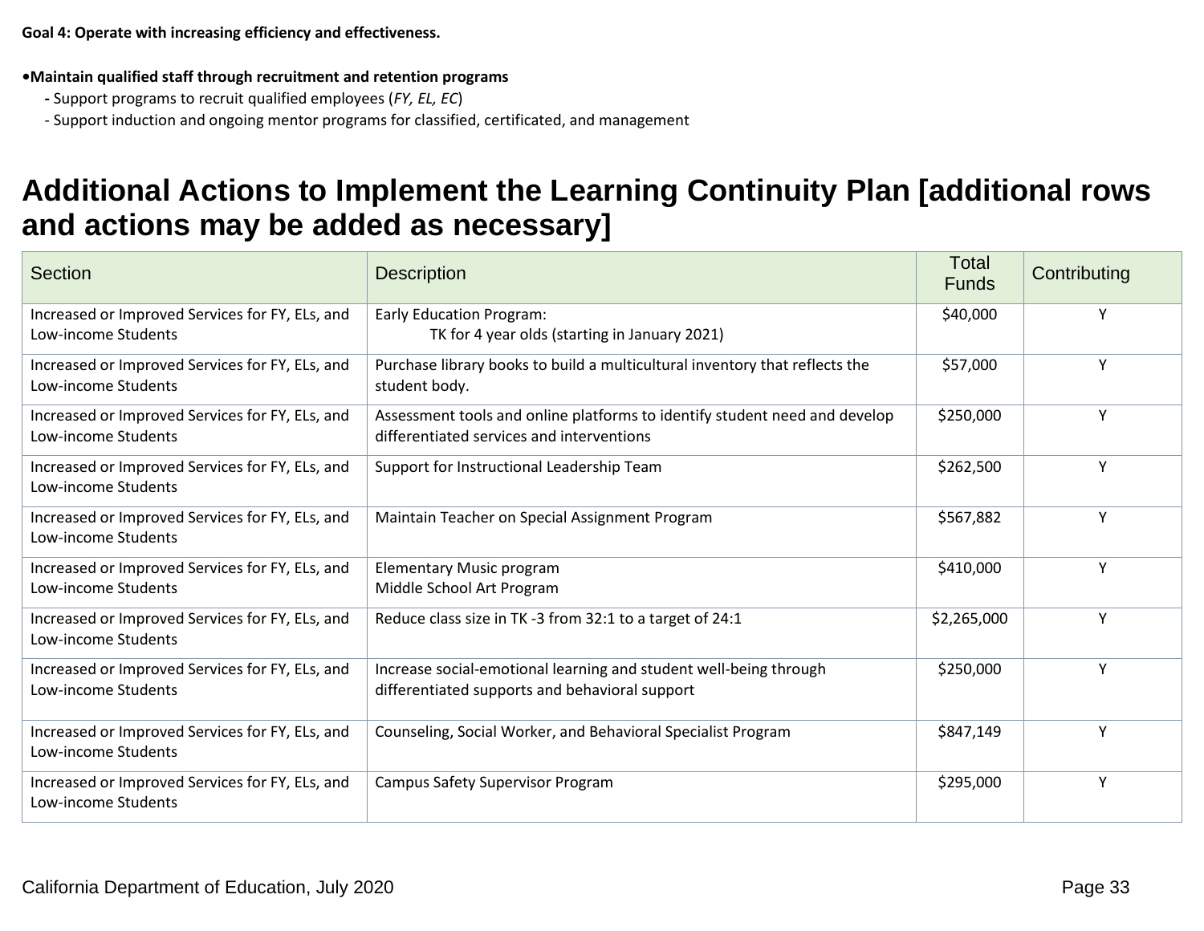**Goal 4: Operate with increasing efficiency and effectiveness.**

- **Maintain qualified staff through recruitment and retention programs**
  - Support programs to recruit qualified employees (*FY, EL, EC*)
  - Support induction and ongoing mentor programs for classified, certificated, and management

# Additional Actions to Implement the Learning Continuity Plan [additional rows and actions may be added as necessary]

| Section | Description | Total Funds | Contributing |
|---|---|---|---|
| Increased or Improved Services for FY, ELs, and Low-income Students | Early Education Program: TK for 4 year olds (starting in January 2021) | $40,000 | Y |
| Increased or Improved Services for FY, ELs, and Low-income Students | Purchase library books to build a multicultural inventory that reflects the student body. | $57,000 | Y |
| Increased or Improved Services for FY, ELs, and Low-income Students | Assessment tools and online platforms to identify student need and develop differentiated services and interventions | $250,000 | Y |
| Increased or Improved Services for FY, ELs, and Low-income Students | Support for Instructional Leadership Team | $262,500 | Y |
| Increased or Improved Services for FY, ELs, and Low-income Students | Maintain Teacher on Special Assignment Program | $567,882 | Y |
| Increased or Improved Services for FY, ELs, and Low-income Students | Elementary Music program<br>Middle School Art Program | $410,000 | Y |
| Increased or Improved Services for FY, ELs, and Low-income Students | Reduce class size in TK -3 from 32:1 to a target of 24:1 | $2,265,000 | Y |
| Increased or Improved Services for FY, ELs, and Low-income Students | Increase social-emotional learning and student well-being through differentiated supports and behavioral support | $250,000 | Y |
| Increased or Improved Services for FY, ELs, and Low-income Students | Counseling, Social Worker, and Behavioral Specialist Program | $847,149 | Y |
| Increased or Improved Services for FY, ELs, and Low-income Students | Campus Safety Supervisor Program | $295,000 | Y |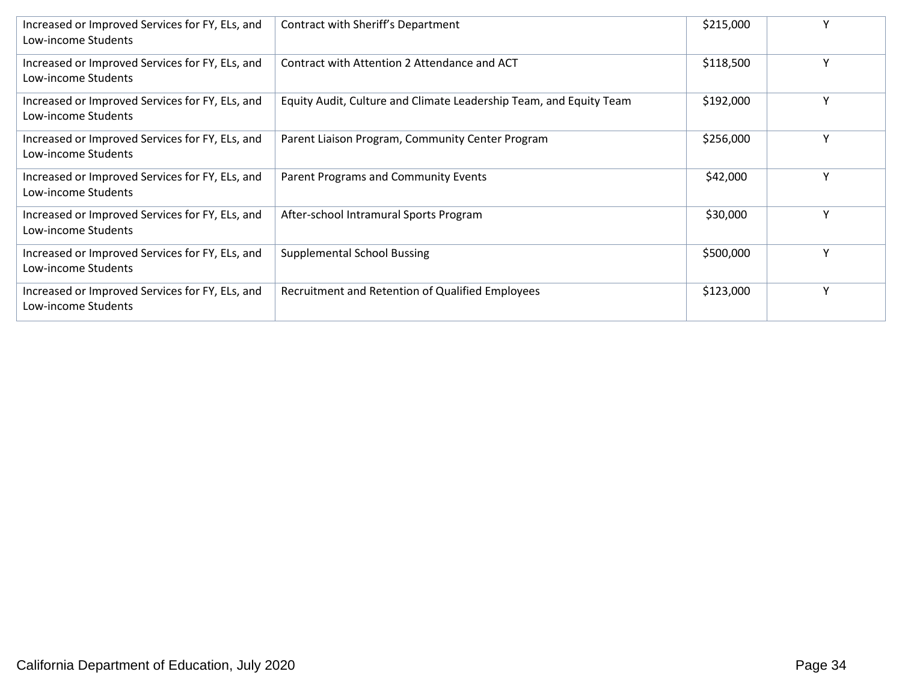| | | | |
|---|---|---|---|
| Increased or Improved Services for FY, ELs, and Low-income Students | Contract with Sheriff's Department | $215,000 | Y |
| Increased or Improved Services for FY, ELs, and Low-income Students | Contract with Attention 2 Attendance and ACT | $118,500 | Y |
| Increased or Improved Services for FY, ELs, and Low-income Students | Equity Audit, Culture and Climate Leadership Team, and Equity Team | $192,000 | Y |
| Increased or Improved Services for FY, ELs, and Low-income Students | Parent Liaison Program, Community Center Program | $256,000 | Y |
| Increased or Improved Services for FY, ELs, and Low-income Students | Parent Programs and Community Events | $42,000 | Y |
| Increased or Improved Services for FY, ELs, and Low-income Students | After-school Intramural Sports Program | $30,000 | Y |
| Increased or Improved Services for FY, ELs, and Low-income Students | Supplemental School Bussing | $500,000 | Y |
| Increased or Improved Services for FY, ELs, and Low-income Students | Recruitment and Retention of Qualified Employees | $123,000 | Y |